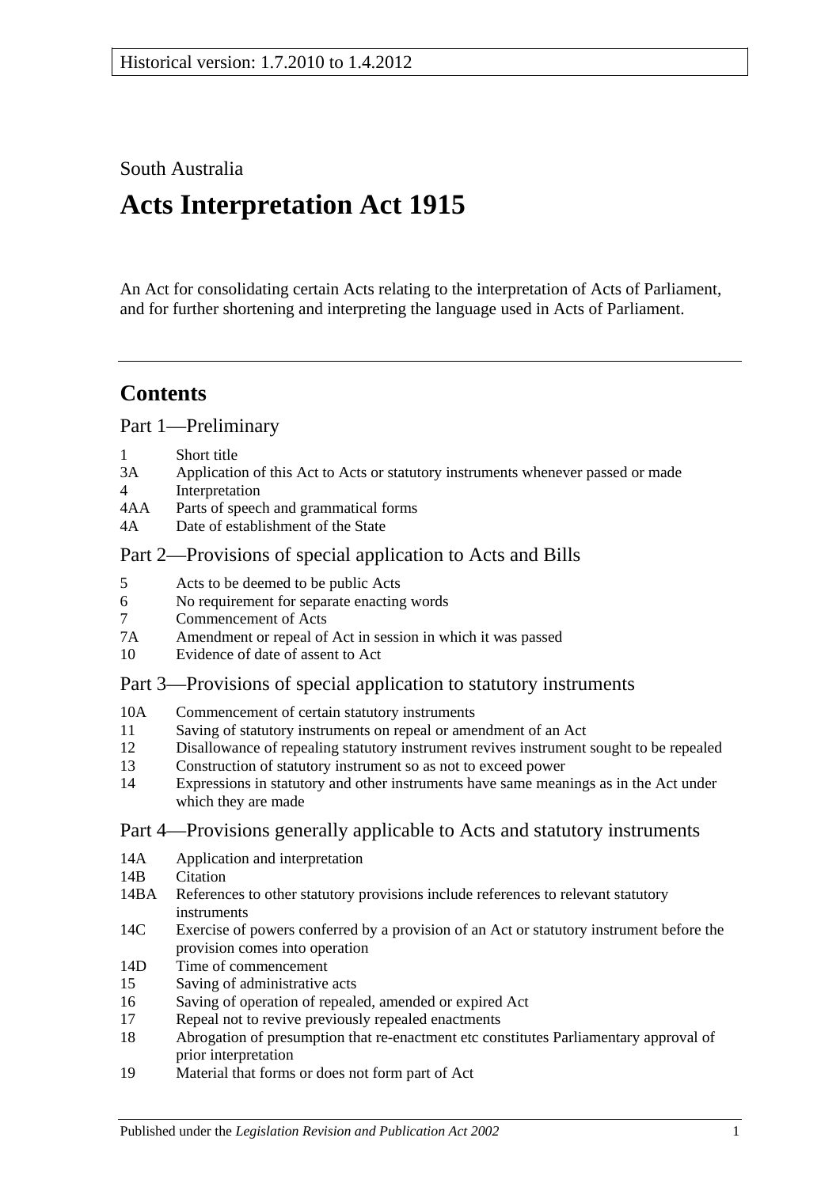Historical version: 1.7.2010 to 1.4.2012

South Australia

# Acts Interpretation Act 1915

An Act for consolidating certain Acts relating to the interpretation of Acts of Parliament, and for further shortening and interpreting the language used in Acts of Parliament.

## Contents

### Part 1—Preliminary

- 1 Short title
- 3A Application of this Act to Acts or statutory instruments whenever passed or made
- 4 Interpretation
- 4AA Parts of speech and grammatical forms
- 4A Date of establishment of the State

### Part 2—Provisions of special application to Acts and Bills

- 5 Acts to be deemed to be public Acts
- 6 No requirement for separate enacting words
- 7 Commencement of Acts
- 7A Amendment or repeal of Act in session in which it was passed
- 10 Evidence of date of assent to Act

### Part 3—Provisions of special application to statutory instruments

- 10A Commencement of certain statutory instruments
- 11 Saving of statutory instruments on repeal or amendment of an Act
- 12 Disallowance of repealing statutory instrument revives instrument sought to be repealed
- 13 Construction of statutory instrument so as not to exceed power
- 14 Expressions in statutory and other instruments have same meanings as in the Act under which they are made

### Part 4—Provisions generally applicable to Acts and statutory instruments

- 14A Application and interpretation
- 14B Citation
- 14BA References to other statutory provisions include references to relevant statutory instruments
- 14C Exercise of powers conferred by a provision of an Act or statutory instrument before the provision comes into operation
- 14D Time of commencement
- 15 Saving of administrative acts
- 16 Saving of operation of repealed, amended or expired Act
- 17 Repeal not to revive previously repealed enactments
- 18 Abrogation of presumption that re-enactment etc constitutes Parliamentary approval of prior interpretation
- 19 Material that forms or does not form part of Act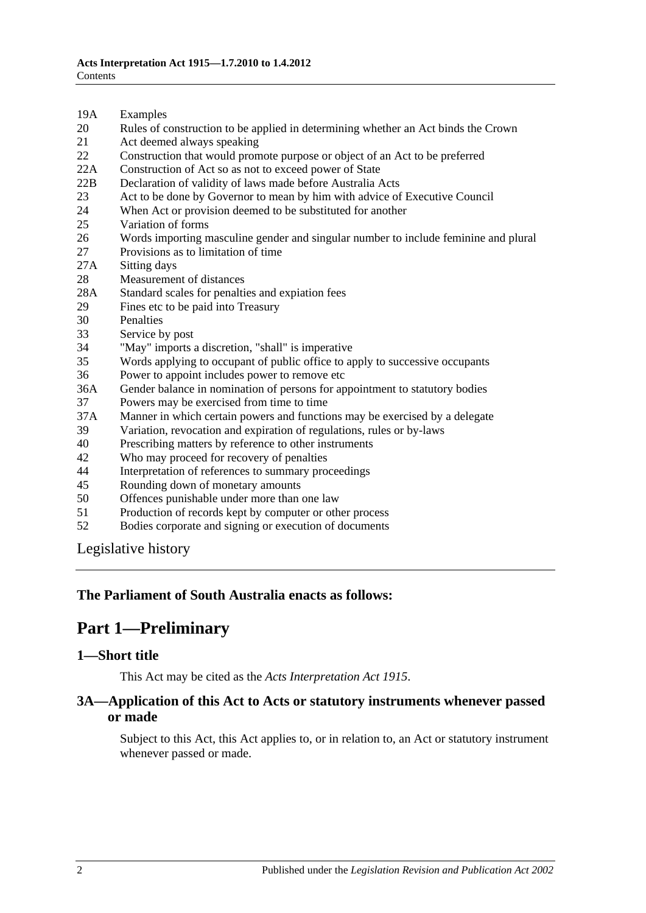19A Examples
20 Rules of construction to be applied in determining whether an Act binds the Crown
21 Act deemed always speaking
22 Construction that would promote purpose or object of an Act to be preferred
22A Construction of Act so as not to exceed power of State
22B Declaration of validity of laws made before Australia Acts
23 Act to be done by Governor to mean by him with advice of Executive Council
24 When Act or provision deemed to be substituted for another
25 Variation of forms
26 Words importing masculine gender and singular number to include feminine and plural
27 Provisions as to limitation of time
27A Sitting days
28 Measurement of distances
28A Standard scales for penalties and expiation fees
29 Fines etc to be paid into Treasury
30 Penalties
33 Service by post
34 "May" imports a discretion, "shall" is imperative
35 Words applying to occupant of public office to apply to successive occupants
36 Power to appoint includes power to remove etc
36A Gender balance in nomination of persons for appointment to statutory bodies
37 Powers may be exercised from time to time
37A Manner in which certain powers and functions may be exercised by a delegate
39 Variation, revocation and expiration of regulations, rules or by-laws
40 Prescribing matters by reference to other instruments
42 Who may proceed for recovery of penalties
44 Interpretation of references to summary proceedings
45 Rounding down of monetary amounts
50 Offences punishable under more than one law
51 Production of records kept by computer or other process
52 Bodies corporate and signing or execution of documents

Legislative history

**The Parliament of South Australia enacts as follows:**

# Part 1—Preliminary

## 1—Short title

This Act may be cited as the *Acts Interpretation Act 1915*.

## 3A—Application of this Act to Acts or statutory instruments whenever passed or made

Subject to this Act, this Act applies to, or in relation to, an Act or statutory instrument whenever passed or made.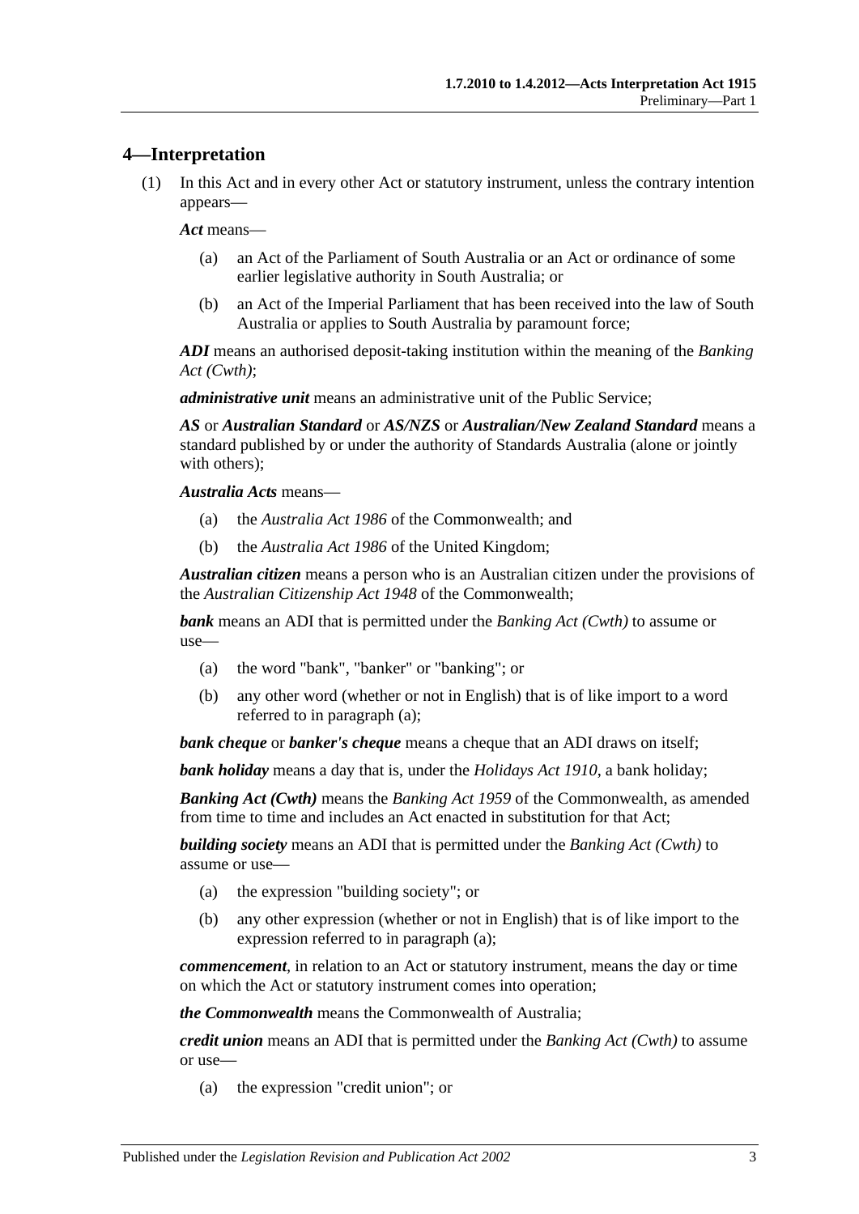## 4—Interpretation

(1) In this Act and in every other Act or statutory instrument, unless the contrary intention appears—

***Act*** means—

- (a) an Act of the Parliament of South Australia or an Act or ordinance of some earlier legislative authority in South Australia; or
- (b) an Act of the Imperial Parliament that has been received into the law of South Australia or applies to South Australia by paramount force;

***ADI*** means an authorised deposit-taking institution within the meaning of the *Banking Act (Cwth)*;

***administrative unit*** means an administrative unit of the Public Service;

***AS*** or ***Australian Standard*** or ***AS/NZS*** or ***Australian/New Zealand Standard*** means a standard published by or under the authority of Standards Australia (alone or jointly with others);

***Australia Acts*** means—

- (a) the *Australia Act 1986* of the Commonwealth; and
- (b) the *Australia Act 1986* of the United Kingdom;

***Australian citizen*** means a person who is an Australian citizen under the provisions of the *Australian Citizenship Act 1948* of the Commonwealth;

***bank*** means an ADI that is permitted under the *Banking Act (Cwth)* to assume or use—

- (a) the word "bank", "banker" or "banking"; or
- (b) any other word (whether or not in English) that is of like import to a word referred to in paragraph (a);

***bank cheque*** or ***banker's cheque*** means a cheque that an ADI draws on itself;

***bank holiday*** means a day that is, under the *Holidays Act 1910*, a bank holiday;

***Banking Act (Cwth)*** means the *Banking Act 1959* of the Commonwealth, as amended from time to time and includes an Act enacted in substitution for that Act;

***building society*** means an ADI that is permitted under the *Banking Act (Cwth)* to assume or use—

- (a) the expression "building society"; or
- (b) any other expression (whether or not in English) that is of like import to the expression referred to in paragraph (a);

***commencement***, in relation to an Act or statutory instrument, means the day or time on which the Act or statutory instrument comes into operation;

***the Commonwealth*** means the Commonwealth of Australia;

***credit union*** means an ADI that is permitted under the *Banking Act (Cwth)* to assume or use—

- (a) the expression "credit union"; or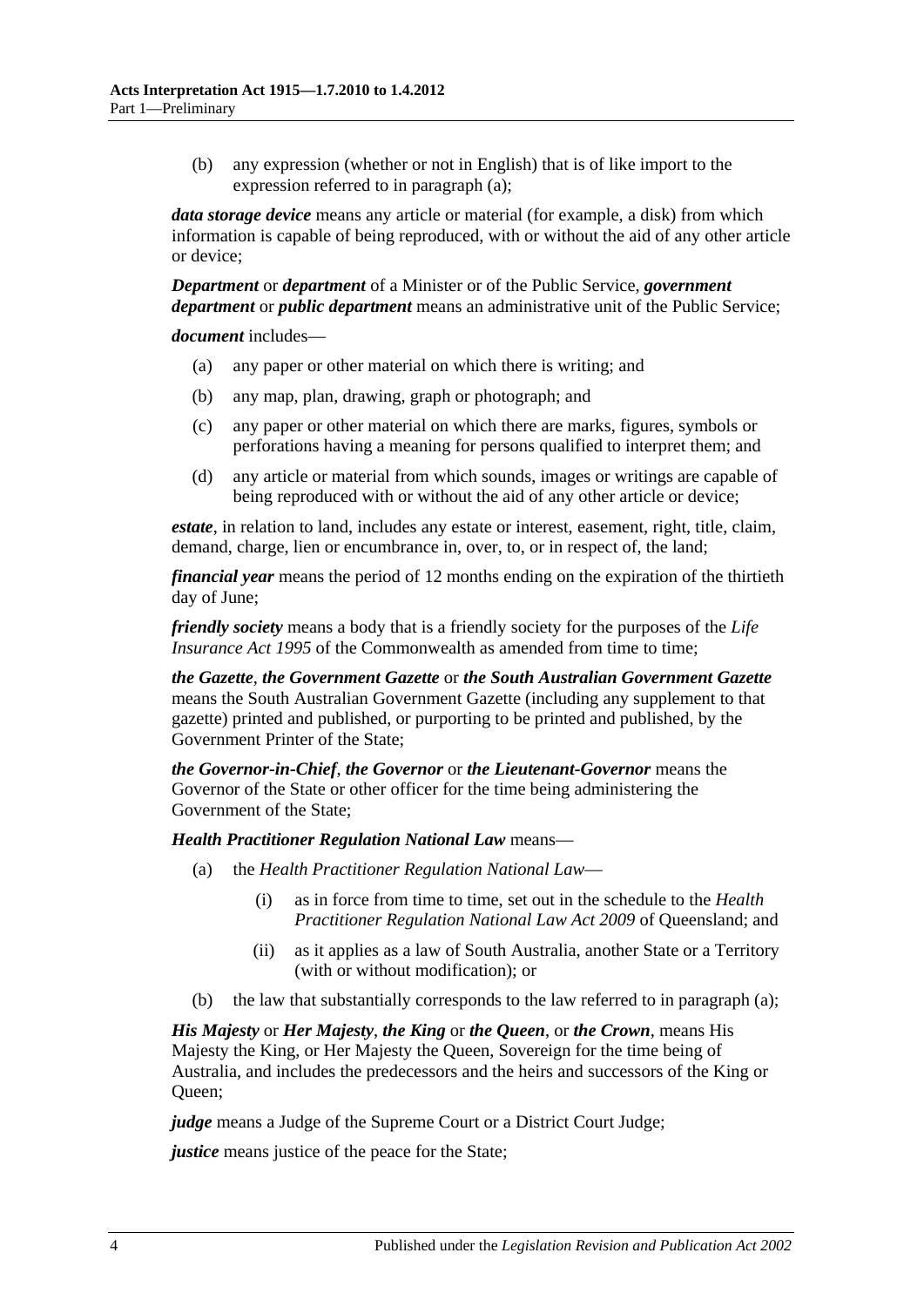(b) any expression (whether or not in English) that is of like import to the expression referred to in paragraph (a);

***data storage device*** means any article or material (for example, a disk) from which information is capable of being reproduced, with or without the aid of any other article or device;

***Department*** or ***department*** of a Minister or of the Public Service, ***government department*** or ***public department*** means an administrative unit of the Public Service;

***document*** includes—

(a) any paper or other material on which there is writing; and

(b) any map, plan, drawing, graph or photograph; and

(c) any paper or other material on which there are marks, figures, symbols or perforations having a meaning for persons qualified to interpret them; and

(d) any article or material from which sounds, images or writings are capable of being reproduced with or without the aid of any other article or device;

***estate***, in relation to land, includes any estate or interest, easement, right, title, claim, demand, charge, lien or encumbrance in, over, to, or in respect of, the land;

***financial year*** means the period of 12 months ending on the expiration of the thirtieth day of June;

***friendly society*** means a body that is a friendly society for the purposes of the *Life Insurance Act 1995* of the Commonwealth as amended from time to time;

***the Gazette***, ***the Government Gazette*** or ***the South Australian Government Gazette*** means the South Australian Government Gazette (including any supplement to that gazette) printed and published, or purporting to be printed and published, by the Government Printer of the State;

***the Governor-in-Chief***, ***the Governor*** or ***the Lieutenant-Governor*** means the Governor of the State or other officer for the time being administering the Government of the State;

***Health Practitioner Regulation National Law*** means—

(a) the *Health Practitioner Regulation National Law*—

(i) as in force from time to time, set out in the schedule to the *Health Practitioner Regulation National Law Act 2009* of Queensland; and

(ii) as it applies as a law of South Australia, another State or a Territory (with or without modification); or

(b) the law that substantially corresponds to the law referred to in paragraph (a);

***His Majesty*** or ***Her Majesty***, ***the King*** or ***the Queen***, or ***the Crown***, means His Majesty the King, or Her Majesty the Queen, Sovereign for the time being of Australia, and includes the predecessors and the heirs and successors of the King or Queen;

***judge*** means a Judge of the Supreme Court or a District Court Judge;

***justice*** means justice of the peace for the State;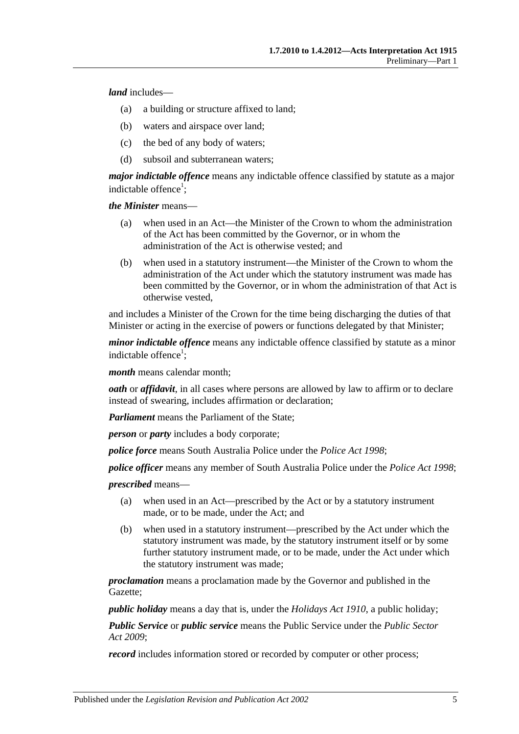***land*** includes—

(a) a building or structure affixed to land;

(b) waters and airspace over land;

(c) the bed of any body of waters;

(d) subsoil and subterranean waters;

***major indictable offence*** means any indictable offence classified by statute as a major indictable offence[1];

***the Minister*** means—

(a) when used in an Act—the Minister of the Crown to whom the administration of the Act has been committed by the Governor, or in whom the administration of the Act is otherwise vested; and

(b) when used in a statutory instrument—the Minister of the Crown to whom the administration of the Act under which the statutory instrument was made has been committed by the Governor, or in whom the administration of that Act is otherwise vested,

and includes a Minister of the Crown for the time being discharging the duties of that Minister or acting in the exercise of powers or functions delegated by that Minister;

***minor indictable offence*** means any indictable offence classified by statute as a minor indictable offence[1];

***month*** means calendar month;

***oath*** or ***affidavit***, in all cases where persons are allowed by law to affirm or to declare instead of swearing, includes affirmation or declaration;

***Parliament*** means the Parliament of the State;

***person*** or ***party*** includes a body corporate;

***police force*** means South Australia Police under the *Police Act 1998*;

***police officer*** means any member of South Australia Police under the *Police Act 1998*;

***prescribed*** means—

(a) when used in an Act—prescribed by the Act or by a statutory instrument made, or to be made, under the Act; and

(b) when used in a statutory instrument—prescribed by the Act under which the statutory instrument was made, by the statutory instrument itself or by some further statutory instrument made, or to be made, under the Act under which the statutory instrument was made;

***proclamation*** means a proclamation made by the Governor and published in the Gazette;

***public holiday*** means a day that is, under the *Holidays Act 1910*, a public holiday;

***Public Service*** or ***public service*** means the Public Service under the *Public Sector Act 2009*;

***record*** includes information stored or recorded by computer or other process;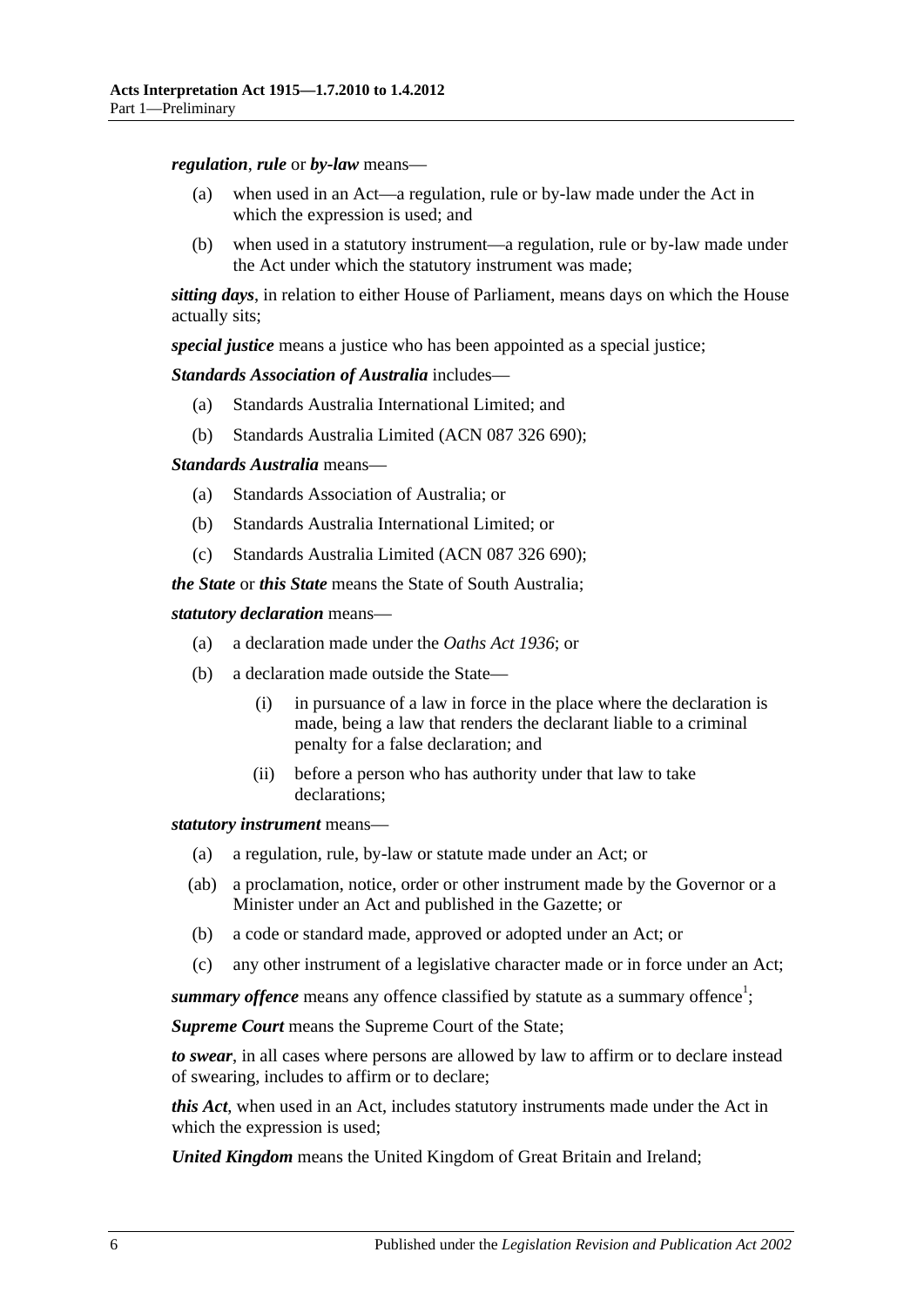***regulation***, ***rule*** or ***by-law*** means—

(a) when used in an Act—a regulation, rule or by-law made under the Act in which the expression is used; and

(b) when used in a statutory instrument—a regulation, rule or by-law made under the Act under which the statutory instrument was made;

***sitting days***, in relation to either House of Parliament, means days on which the House actually sits;

***special justice*** means a justice who has been appointed as a special justice;

***Standards Association of Australia*** includes—

(a) Standards Australia International Limited; and

(b) Standards Australia Limited (ACN 087 326 690);

***Standards Australia*** means—

(a) Standards Association of Australia; or

(b) Standards Australia International Limited; or

(c) Standards Australia Limited (ACN 087 326 690);

***the State*** or ***this State*** means the State of South Australia;

***statutory declaration*** means—

(a) a declaration made under the *Oaths Act 1936*; or

(b) a declaration made outside the State—

(i) in pursuance of a law in force in the place where the declaration is made, being a law that renders the declarant liable to a criminal penalty for a false declaration; and

(ii) before a person who has authority under that law to take declarations;

***statutory instrument*** means—

(a) a regulation, rule, by-law or statute made under an Act; or

(ab) a proclamation, notice, order or other instrument made by the Governor or a Minister under an Act and published in the Gazette; or

(b) a code or standard made, approved or adopted under an Act; or

(c) any other instrument of a legislative character made or in force under an Act;

***summary offence*** means any offence classified by statute as a summary offence[1];

***Supreme Court*** means the Supreme Court of the State;

***to swear***, in all cases where persons are allowed by law to affirm or to declare instead of swearing, includes to affirm or to declare;

***this Act***, when used in an Act, includes statutory instruments made under the Act in which the expression is used;

***United Kingdom*** means the United Kingdom of Great Britain and Ireland;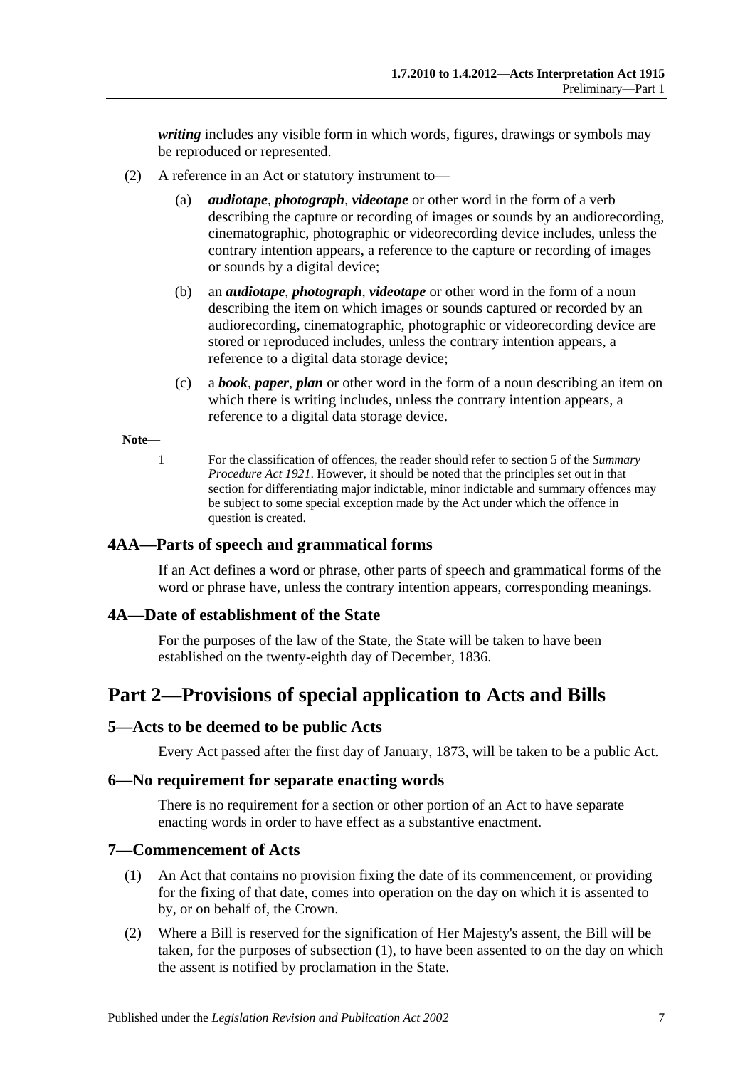***writing*** includes any visible form in which words, figures, drawings or symbols may be reproduced or represented.

(2) A reference in an Act or statutory instrument to—

(a) ***audiotape***, ***photograph***, ***videotape*** or other word in the form of a verb describing the capture or recording of images or sounds by an audiorecording, cinematographic, photographic or videorecording device includes, unless the contrary intention appears, a reference to the capture or recording of images or sounds by a digital device;

(b) an ***audiotape***, ***photograph***, ***videotape*** or other word in the form of a noun describing the item on which images or sounds captured or recorded by an audiorecording, cinematographic, photographic or videorecording device are stored or reproduced includes, unless the contrary intention appears, a reference to a digital data storage device;

(c) a ***book***, ***paper***, ***plan*** or other word in the form of a noun describing an item on which there is writing includes, unless the contrary intention appears, a reference to a digital data storage device.

**Note—**

1 For the classification of offences, the reader should refer to section 5 of the *Summary Procedure Act 1921*. However, it should be noted that the principles set out in that section for differentiating major indictable, minor indictable and summary offences may be subject to some special exception made by the Act under which the offence in question is created.

### 4AA—Parts of speech and grammatical forms

If an Act defines a word or phrase, other parts of speech and grammatical forms of the word or phrase have, unless the contrary intention appears, corresponding meanings.

### 4A—Date of establishment of the State

For the purposes of the law of the State, the State will be taken to have been established on the twenty-eighth day of December, 1836.

## Part 2—Provisions of special application to Acts and Bills

### 5—Acts to be deemed to be public Acts

Every Act passed after the first day of January, 1873, will be taken to be a public Act.

### 6—No requirement for separate enacting words

There is no requirement for a section or other portion of an Act to have separate enacting words in order to have effect as a substantive enactment.

### 7—Commencement of Acts

(1) An Act that contains no provision fixing the date of its commencement, or providing for the fixing of that date, comes into operation on the day on which it is assented to by, or on behalf of, the Crown.

(2) Where a Bill is reserved for the signification of Her Majesty's assent, the Bill will be taken, for the purposes of subsection (1), to have been assented to on the day on which the assent is notified by proclamation in the State.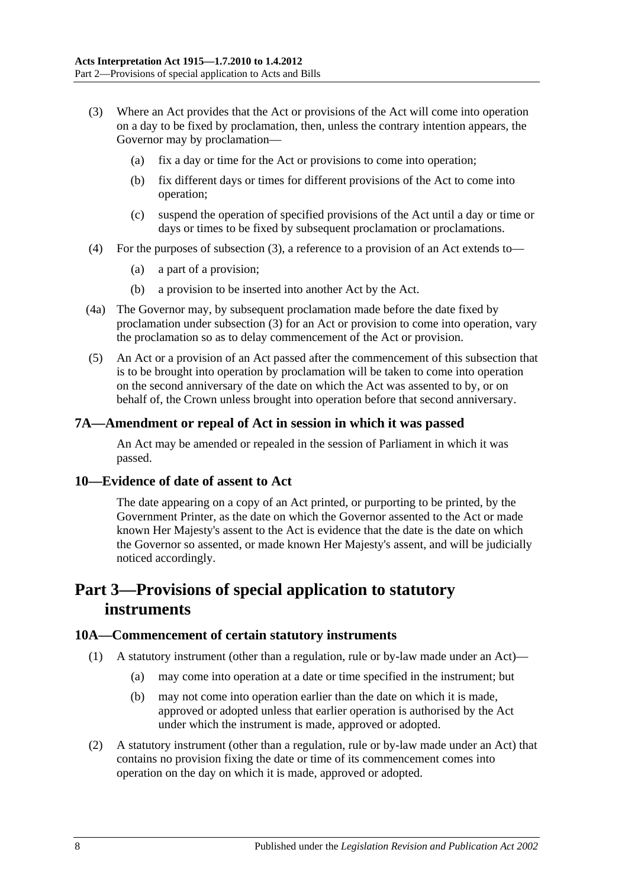(3) Where an Act provides that the Act or provisions of the Act will come into operation on a day to be fixed by proclamation, then, unless the contrary intention appears, the Governor may by proclamation—

(a) fix a day or time for the Act or provisions to come into operation;

(b) fix different days or times for different provisions of the Act to come into operation;

(c) suspend the operation of specified provisions of the Act until a day or time or days or times to be fixed by subsequent proclamation or proclamations.

(4) For the purposes of subsection (3), a reference to a provision of an Act extends to—

(a) a part of a provision;

(b) a provision to be inserted into another Act by the Act.

(4a) The Governor may, by subsequent proclamation made before the date fixed by proclamation under subsection (3) for an Act or provision to come into operation, vary the proclamation so as to delay commencement of the Act or provision.

(5) An Act or a provision of an Act passed after the commencement of this subsection that is to be brought into operation by proclamation will be taken to come into operation on the second anniversary of the date on which the Act was assented to by, or on behalf of, the Crown unless brought into operation before that second anniversary.

### 7A—Amendment or repeal of Act in session in which it was passed

An Act may be amended or repealed in the session of Parliament in which it was passed.

### 10—Evidence of date of assent to Act

The date appearing on a copy of an Act printed, or purporting to be printed, by the Government Printer, as the date on which the Governor assented to the Act or made known Her Majesty's assent to the Act is evidence that the date is the date on which the Governor so assented, or made known Her Majesty's assent, and will be judicially noticed accordingly.

## Part 3—Provisions of special application to statutory instruments

### 10A—Commencement of certain statutory instruments

(1) A statutory instrument (other than a regulation, rule or by-law made under an Act)—

(a) may come into operation at a date or time specified in the instrument; but

(b) may not come into operation earlier than the date on which it is made, approved or adopted unless that earlier operation is authorised by the Act under which the instrument is made, approved or adopted.

(2) A statutory instrument (other than a regulation, rule or by-law made under an Act) that contains no provision fixing the date or time of its commencement comes into operation on the day on which it is made, approved or adopted.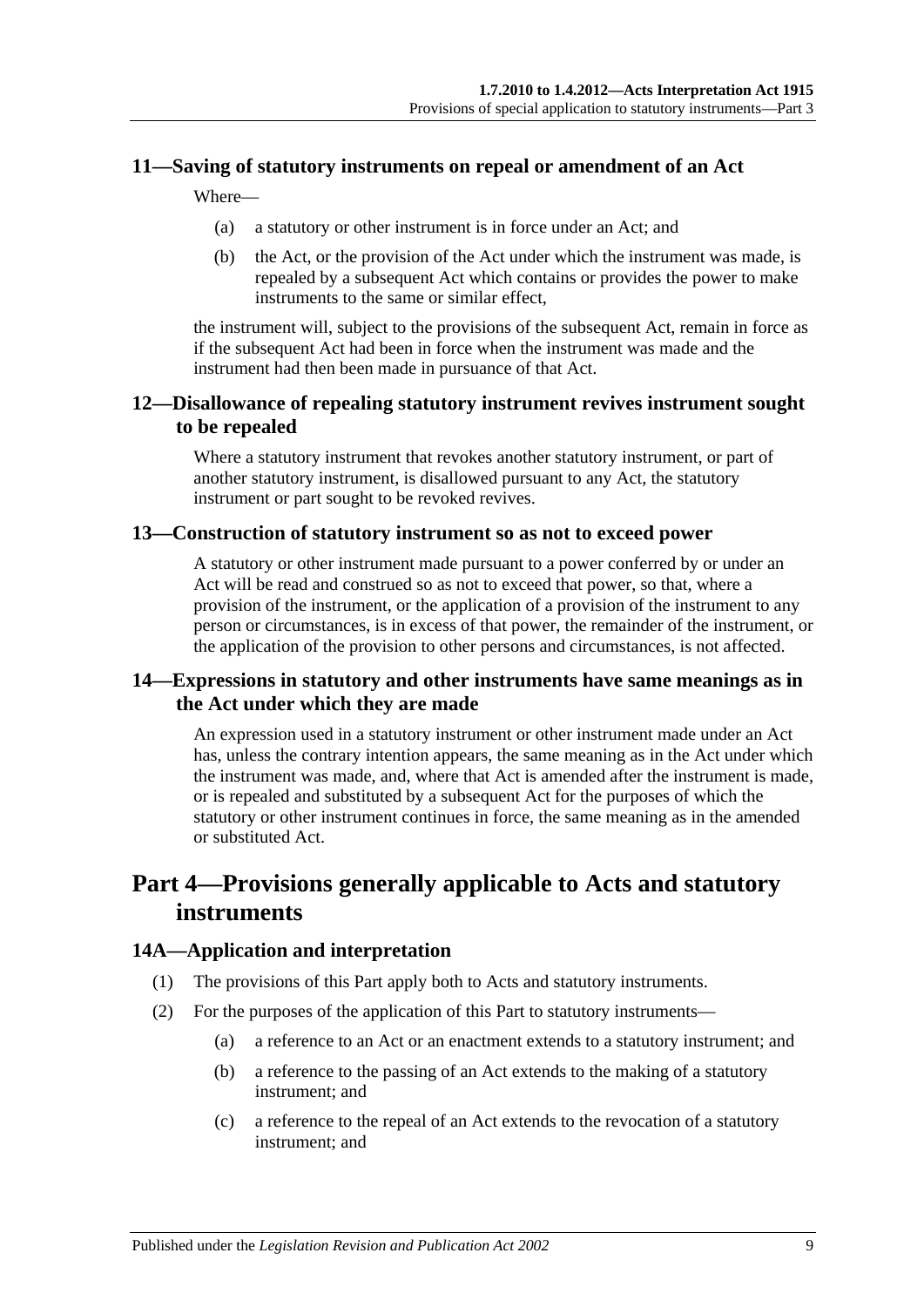### 11—Saving of statutory instruments on repeal or amendment of an Act

Where—

(a) a statutory or other instrument is in force under an Act; and

(b) the Act, or the provision of the Act under which the instrument was made, is repealed by a subsequent Act which contains or provides the power to make instruments to the same or similar effect,

the instrument will, subject to the provisions of the subsequent Act, remain in force as if the subsequent Act had been in force when the instrument was made and the instrument had then been made in pursuance of that Act.

### 12—Disallowance of repealing statutory instrument revives instrument sought to be repealed

Where a statutory instrument that revokes another statutory instrument, or part of another statutory instrument, is disallowed pursuant to any Act, the statutory instrument or part sought to be revoked revives.

### 13—Construction of statutory instrument so as not to exceed power

A statutory or other instrument made pursuant to a power conferred by or under an Act will be read and construed so as not to exceed that power, so that, where a provision of the instrument, or the application of a provision of the instrument to any person or circumstances, is in excess of that power, the remainder of the instrument, or the application of the provision to other persons and circumstances, is not affected.

### 14—Expressions in statutory and other instruments have same meanings as in the Act under which they are made

An expression used in a statutory instrument or other instrument made under an Act has, unless the contrary intention appears, the same meaning as in the Act under which the instrument was made, and, where that Act is amended after the instrument is made, or is repealed and substituted by a subsequent Act for the purposes of which the statutory or other instrument continues in force, the same meaning as in the amended or substituted Act.

## Part 4—Provisions generally applicable to Acts and statutory instruments

### 14A—Application and interpretation

(1) The provisions of this Part apply both to Acts and statutory instruments.

(2) For the purposes of the application of this Part to statutory instruments—

(a) a reference to an Act or an enactment extends to a statutory instrument; and

(b) a reference to the passing of an Act extends to the making of a statutory instrument; and

(c) a reference to the repeal of an Act extends to the revocation of a statutory instrument; and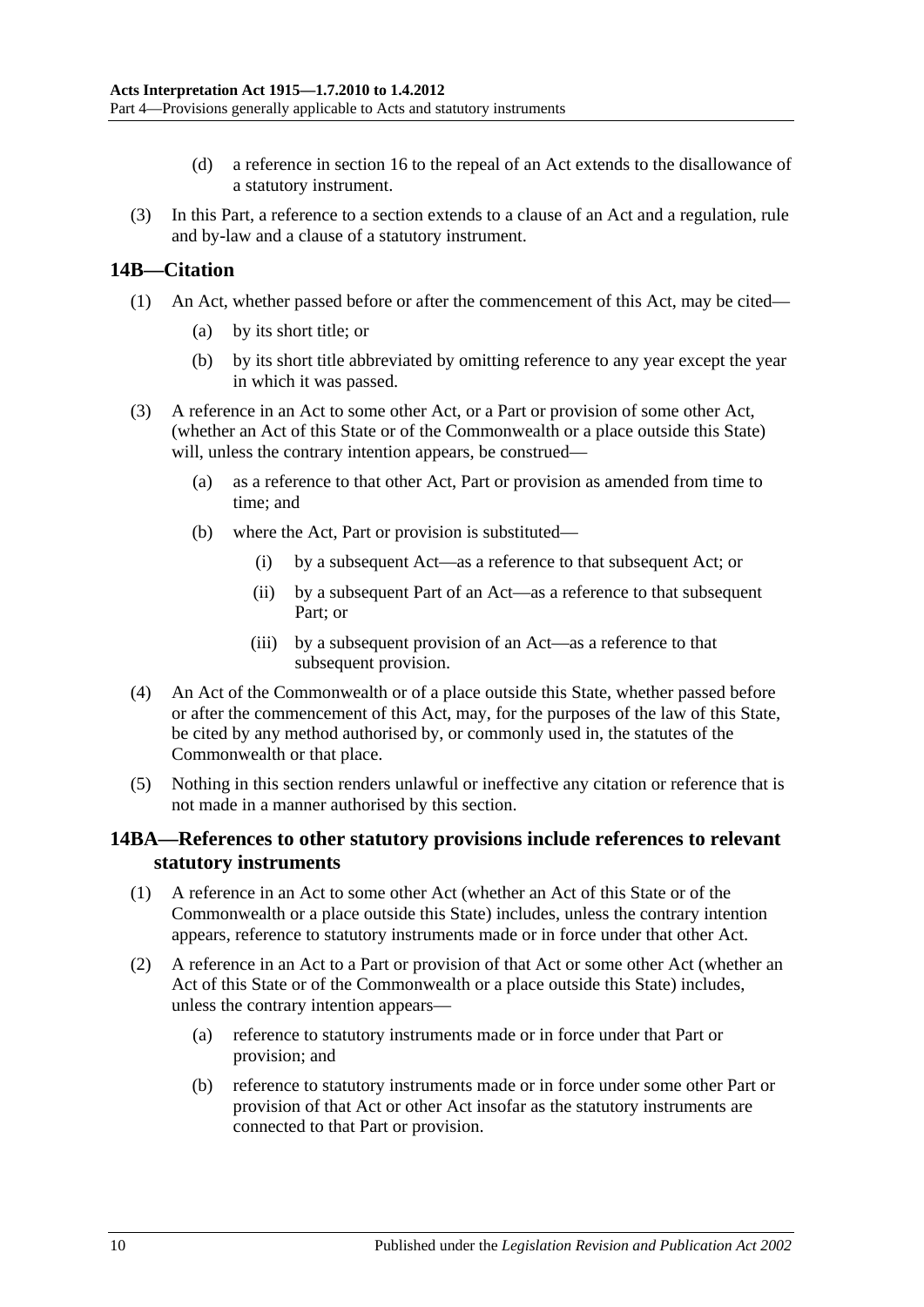(d) a reference in section 16 to the repeal of an Act extends to the disallowance of a statutory instrument.

(3) In this Part, a reference to a section extends to a clause of an Act and a regulation, rule and by-law and a clause of a statutory instrument.

## 14B—Citation

(1) An Act, whether passed before or after the commencement of this Act, may be cited—

(a) by its short title; or

(b) by its short title abbreviated by omitting reference to any year except the year in which it was passed.

(3) A reference in an Act to some other Act, or a Part or provision of some other Act, (whether an Act of this State or of the Commonwealth or a place outside this State) will, unless the contrary intention appears, be construed—

(a) as a reference to that other Act, Part or provision as amended from time to time; and

(b) where the Act, Part or provision is substituted—

(i) by a subsequent Act—as a reference to that subsequent Act; or

(ii) by a subsequent Part of an Act—as a reference to that subsequent Part; or

(iii) by a subsequent provision of an Act—as a reference to that subsequent provision.

(4) An Act of the Commonwealth or of a place outside this State, whether passed before or after the commencement of this Act, may, for the purposes of the law of this State, be cited by any method authorised by, or commonly used in, the statutes of the Commonwealth or that place.

(5) Nothing in this section renders unlawful or ineffective any citation or reference that is not made in a manner authorised by this section.

## 14BA—References to other statutory provisions include references to relevant statutory instruments

(1) A reference in an Act to some other Act (whether an Act of this State or of the Commonwealth or a place outside this State) includes, unless the contrary intention appears, reference to statutory instruments made or in force under that other Act.

(2) A reference in an Act to a Part or provision of that Act or some other Act (whether an Act of this State or of the Commonwealth or a place outside this State) includes, unless the contrary intention appears—

(a) reference to statutory instruments made or in force under that Part or provision; and

(b) reference to statutory instruments made or in force under some other Part or provision of that Act or other Act insofar as the statutory instruments are connected to that Part or provision.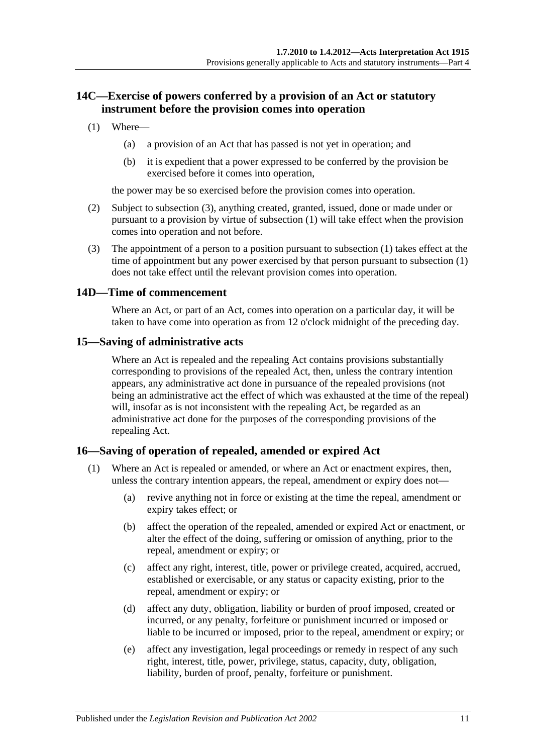## 14C—Exercise of powers conferred by a provision of an Act or statutory instrument before the provision comes into operation

(1) Where—

(a) a provision of an Act that has passed is not yet in operation; and

(b) it is expedient that a power expressed to be conferred by the provision be exercised before it comes into operation,

the power may be so exercised before the provision comes into operation.

(2) Subject to subsection (3), anything created, granted, issued, done or made under or pursuant to a provision by virtue of subsection (1) will take effect when the provision comes into operation and not before.

(3) The appointment of a person to a position pursuant to subsection (1) takes effect at the time of appointment but any power exercised by that person pursuant to subsection (1) does not take effect until the relevant provision comes into operation.

## 14D—Time of commencement

Where an Act, or part of an Act, comes into operation on a particular day, it will be taken to have come into operation as from 12 o'clock midnight of the preceding day.

## 15—Saving of administrative acts

Where an Act is repealed and the repealing Act contains provisions substantially corresponding to provisions of the repealed Act, then, unless the contrary intention appears, any administrative act done in pursuance of the repealed provisions (not being an administrative act the effect of which was exhausted at the time of the repeal) will, insofar as is not inconsistent with the repealing Act, be regarded as an administrative act done for the purposes of the corresponding provisions of the repealing Act.

## 16—Saving of operation of repealed, amended or expired Act

(1) Where an Act is repealed or amended, or where an Act or enactment expires, then, unless the contrary intention appears, the repeal, amendment or expiry does not—

(a) revive anything not in force or existing at the time the repeal, amendment or expiry takes effect; or

(b) affect the operation of the repealed, amended or expired Act or enactment, or alter the effect of the doing, suffering or omission of anything, prior to the repeal, amendment or expiry; or

(c) affect any right, interest, title, power or privilege created, acquired, accrued, established or exercisable, or any status or capacity existing, prior to the repeal, amendment or expiry; or

(d) affect any duty, obligation, liability or burden of proof imposed, created or incurred, or any penalty, forfeiture or punishment incurred or imposed or liable to be incurred or imposed, prior to the repeal, amendment or expiry; or

(e) affect any investigation, legal proceedings or remedy in respect of any such right, interest, title, power, privilege, status, capacity, duty, obligation, liability, burden of proof, penalty, forfeiture or punishment.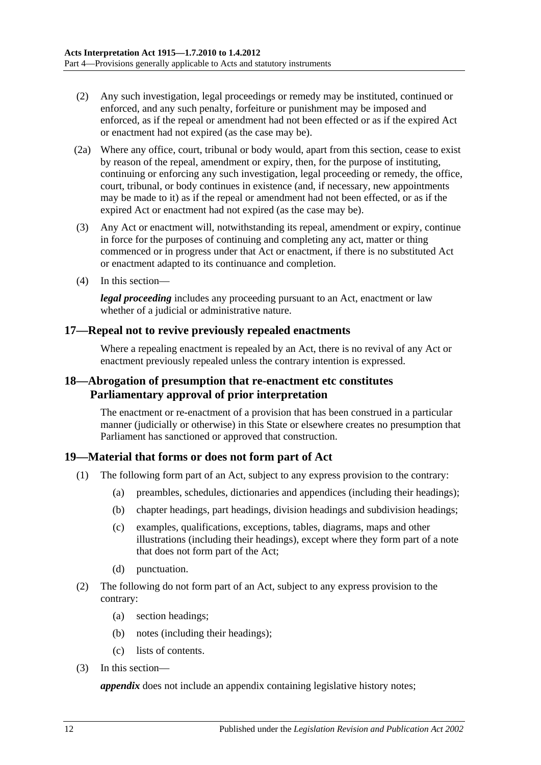(2) Any such investigation, legal proceedings or remedy may be instituted, continued or enforced, and any such penalty, forfeiture or punishment may be imposed and enforced, as if the repeal or amendment had not been effected or as if the expired Act or enactment had not expired (as the case may be).

(2a) Where any office, court, tribunal or body would, apart from this section, cease to exist by reason of the repeal, amendment or expiry, then, for the purpose of instituting, continuing or enforcing any such investigation, legal proceeding or remedy, the office, court, tribunal, or body continues in existence (and, if necessary, new appointments may be made to it) as if the repeal or amendment had not been effected, or as if the expired Act or enactment had not expired (as the case may be).

(3) Any Act or enactment will, notwithstanding its repeal, amendment or expiry, continue in force for the purposes of continuing and completing any act, matter or thing commenced or in progress under that Act or enactment, if there is no substituted Act or enactment adapted to its continuance and completion.

(4) In this section—

***legal proceeding*** includes any proceeding pursuant to an Act, enactment or law whether of a judicial or administrative nature.

## 17—Repeal not to revive previously repealed enactments

Where a repealing enactment is repealed by an Act, there is no revival of any Act or enactment previously repealed unless the contrary intention is expressed.

## 18—Abrogation of presumption that re-enactment etc constitutes Parliamentary approval of prior interpretation

The enactment or re-enactment of a provision that has been construed in a particular manner (judicially or otherwise) in this State or elsewhere creates no presumption that Parliament has sanctioned or approved that construction.

## 19—Material that forms or does not form part of Act

(1) The following form part of an Act, subject to any express provision to the contrary:

- (a) preambles, schedules, dictionaries and appendices (including their headings);
- (b) chapter headings, part headings, division headings and subdivision headings;
- (c) examples, qualifications, exceptions, tables, diagrams, maps and other illustrations (including their headings), except where they form part of a note that does not form part of the Act;
- (d) punctuation.

(2) The following do not form part of an Act, subject to any express provision to the contrary:

- (a) section headings;
- (b) notes (including their headings);
- (c) lists of contents.

(3) In this section—

***appendix*** does not include an appendix containing legislative history notes;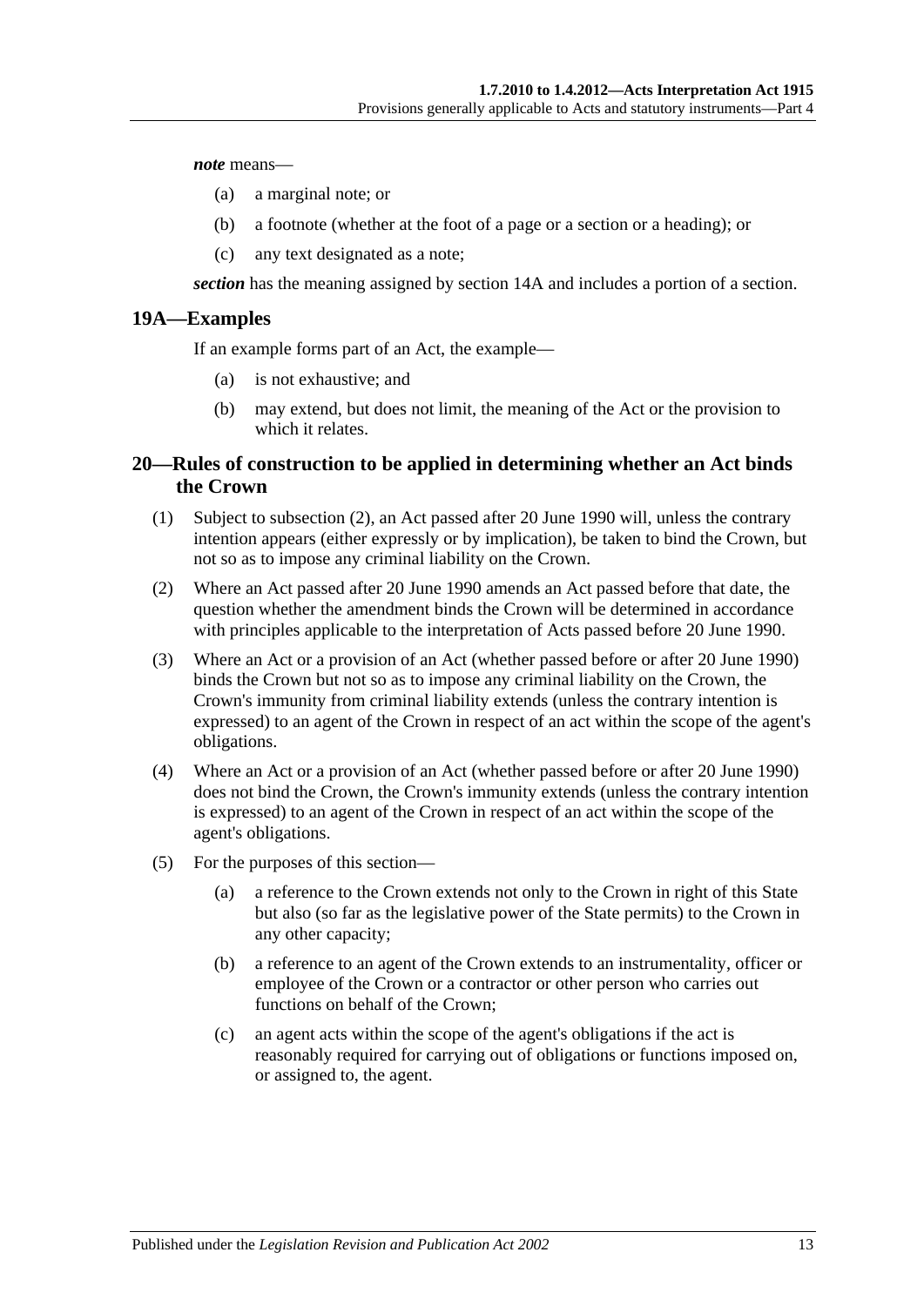***note*** means—

- (a) a marginal note; or
- (b) a footnote (whether at the foot of a page or a section or a heading); or
- (c) any text designated as a note;

***section*** has the meaning assigned by section 14A and includes a portion of a section.

## 19A—Examples

If an example forms part of an Act, the example—

- (a) is not exhaustive; and
- (b) may extend, but does not limit, the meaning of the Act or the provision to which it relates.

## 20—Rules of construction to be applied in determining whether an Act binds the Crown

(1) Subject to subsection (2), an Act passed after 20 June 1990 will, unless the contrary intention appears (either expressly or by implication), be taken to bind the Crown, but not so as to impose any criminal liability on the Crown.

(2) Where an Act passed after 20 June 1990 amends an Act passed before that date, the question whether the amendment binds the Crown will be determined in accordance with principles applicable to the interpretation of Acts passed before 20 June 1990.

(3) Where an Act or a provision of an Act (whether passed before or after 20 June 1990) binds the Crown but not so as to impose any criminal liability on the Crown, the Crown's immunity from criminal liability extends (unless the contrary intention is expressed) to an agent of the Crown in respect of an act within the scope of the agent's obligations.

(4) Where an Act or a provision of an Act (whether passed before or after 20 June 1990) does not bind the Crown, the Crown's immunity extends (unless the contrary intention is expressed) to an agent of the Crown in respect of an act within the scope of the agent's obligations.

(5) For the purposes of this section—

- (a) a reference to the Crown extends not only to the Crown in right of this State but also (so far as the legislative power of the State permits) to the Crown in any other capacity;
- (b) a reference to an agent of the Crown extends to an instrumentality, officer or employee of the Crown or a contractor or other person who carries out functions on behalf of the Crown;
- (c) an agent acts within the scope of the agent's obligations if the act is reasonably required for carrying out of obligations or functions imposed on, or assigned to, the agent.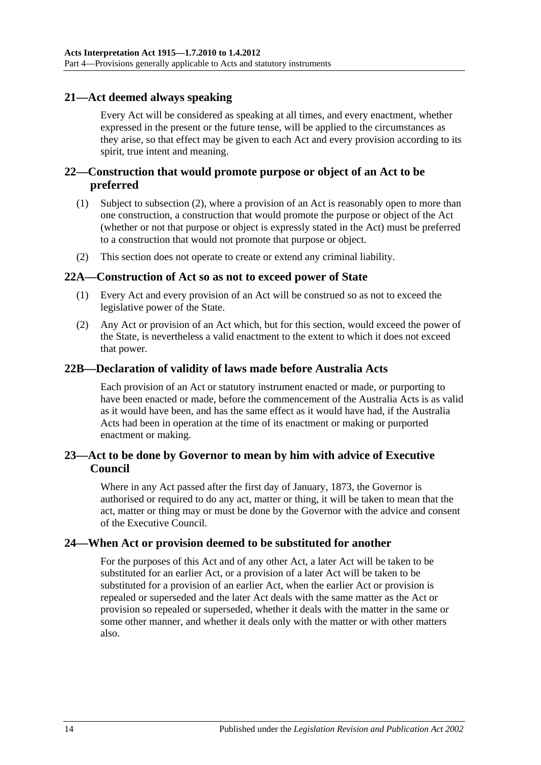## 21—Act deemed always speaking

Every Act will be considered as speaking at all times, and every enactment, whether expressed in the present or the future tense, will be applied to the circumstances as they arise, so that effect may be given to each Act and every provision according to its spirit, true intent and meaning.

## 22—Construction that would promote purpose or object of an Act to be preferred

(1) Subject to subsection (2), where a provision of an Act is reasonably open to more than one construction, a construction that would promote the purpose or object of the Act (whether or not that purpose or object is expressly stated in the Act) must be preferred to a construction that would not promote that purpose or object.

(2) This section does not operate to create or extend any criminal liability.

## 22A—Construction of Act so as not to exceed power of State

(1) Every Act and every provision of an Act will be construed so as not to exceed the legislative power of the State.

(2) Any Act or provision of an Act which, but for this section, would exceed the power of the State, is nevertheless a valid enactment to the extent to which it does not exceed that power.

## 22B—Declaration of validity of laws made before Australia Acts

Each provision of an Act or statutory instrument enacted or made, or purporting to have been enacted or made, before the commencement of the Australia Acts is as valid as it would have been, and has the same effect as it would have had, if the Australia Acts had been in operation at the time of its enactment or making or purported enactment or making.

## 23—Act to be done by Governor to mean by him with advice of Executive Council

Where in any Act passed after the first day of January, 1873, the Governor is authorised or required to do any act, matter or thing, it will be taken to mean that the act, matter or thing may or must be done by the Governor with the advice and consent of the Executive Council.

## 24—When Act or provision deemed to be substituted for another

For the purposes of this Act and of any other Act, a later Act will be taken to be substituted for an earlier Act, or a provision of a later Act will be taken to be substituted for a provision of an earlier Act, when the earlier Act or provision is repealed or superseded and the later Act deals with the same matter as the Act or provision so repealed or superseded, whether it deals with the matter in the same or some other manner, and whether it deals only with the matter or with other matters also.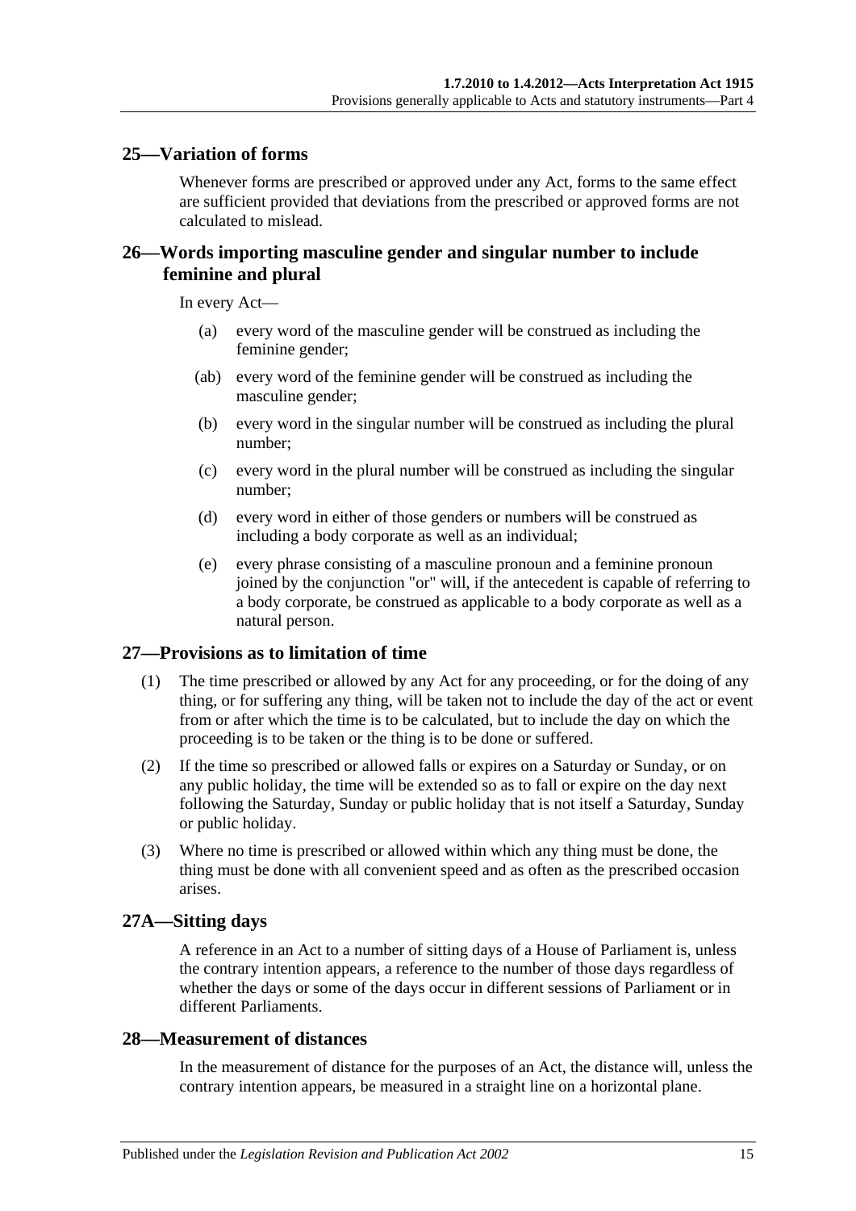## 25—Variation of forms

Whenever forms are prescribed or approved under any Act, forms to the same effect are sufficient provided that deviations from the prescribed or approved forms are not calculated to mislead.

## 26—Words importing masculine gender and singular number to include feminine and plural

In every Act—

(a) every word of the masculine gender will be construed as including the feminine gender;

(ab) every word of the feminine gender will be construed as including the masculine gender;

(b) every word in the singular number will be construed as including the plural number;

(c) every word in the plural number will be construed as including the singular number;

(d) every word in either of those genders or numbers will be construed as including a body corporate as well as an individual;

(e) every phrase consisting of a masculine pronoun and a feminine pronoun joined by the conjunction "or" will, if the antecedent is capable of referring to a body corporate, be construed as applicable to a body corporate as well as a natural person.

## 27—Provisions as to limitation of time

(1) The time prescribed or allowed by any Act for any proceeding, or for the doing of any thing, or for suffering any thing, will be taken not to include the day of the act or event from or after which the time is to be calculated, but to include the day on which the proceeding is to be taken or the thing is to be done or suffered.

(2) If the time so prescribed or allowed falls or expires on a Saturday or Sunday, or on any public holiday, the time will be extended so as to fall or expire on the day next following the Saturday, Sunday or public holiday that is not itself a Saturday, Sunday or public holiday.

(3) Where no time is prescribed or allowed within which any thing must be done, the thing must be done with all convenient speed and as often as the prescribed occasion arises.

## 27A—Sitting days

A reference in an Act to a number of sitting days of a House of Parliament is, unless the contrary intention appears, a reference to the number of those days regardless of whether the days or some of the days occur in different sessions of Parliament or in different Parliaments.

## 28—Measurement of distances

In the measurement of distance for the purposes of an Act, the distance will, unless the contrary intention appears, be measured in a straight line on a horizontal plane.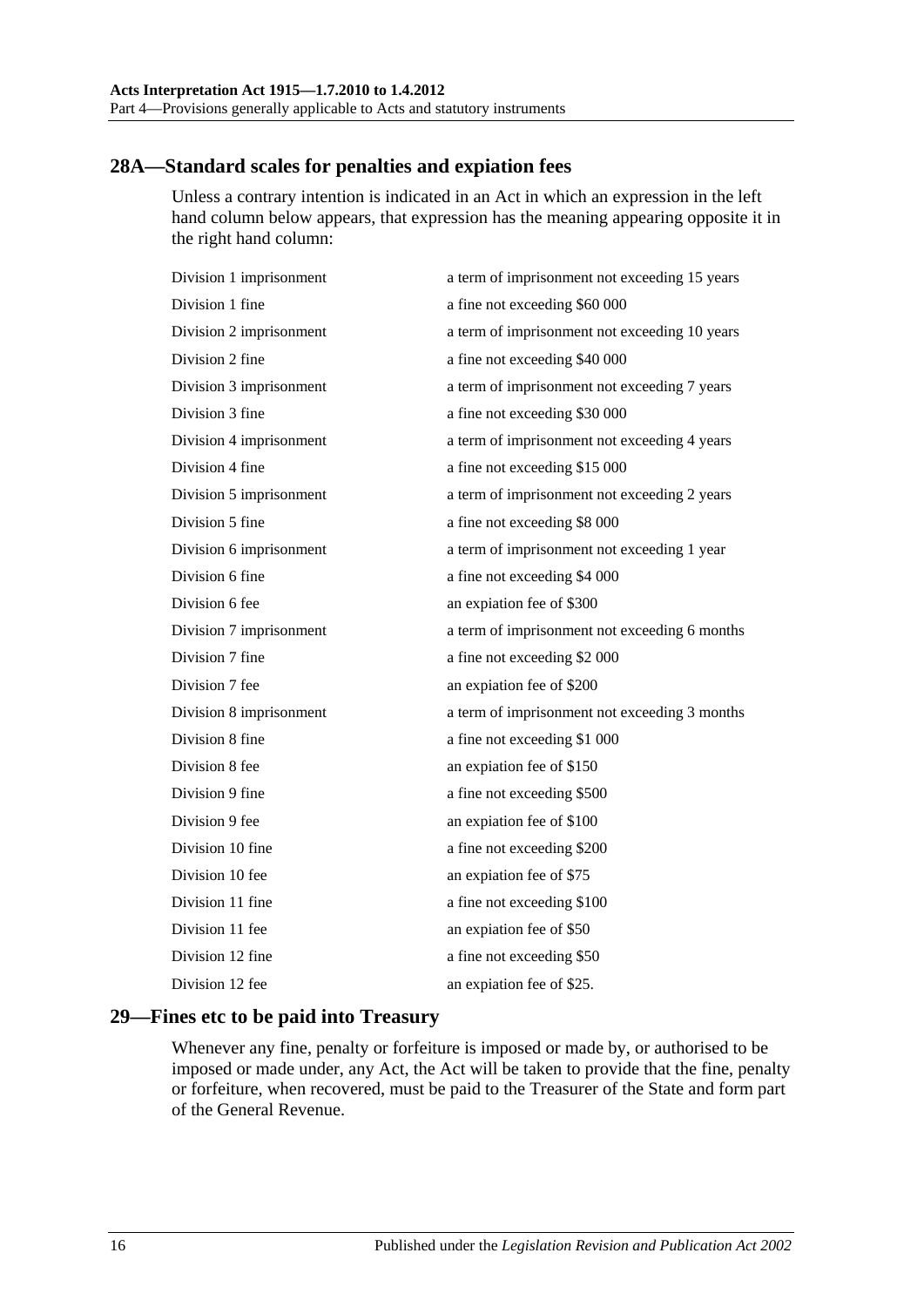## 28A—Standard scales for penalties and expiation fees

Unless a contrary intention is indicated in an Act in which an expression in the left hand column below appears, that expression has the meaning appearing opposite it in the right hand column:

| | |
|---|---|
| Division 1 imprisonment | a term of imprisonment not exceeding 15 years |
| Division 1 fine | a fine not exceeding $60 000 |
| Division 2 imprisonment | a term of imprisonment not exceeding 10 years |
| Division 2 fine | a fine not exceeding $40 000 |
| Division 3 imprisonment | a term of imprisonment not exceeding 7 years |
| Division 3 fine | a fine not exceeding $30 000 |
| Division 4 imprisonment | a term of imprisonment not exceeding 4 years |
| Division 4 fine | a fine not exceeding $15 000 |
| Division 5 imprisonment | a term of imprisonment not exceeding 2 years |
| Division 5 fine | a fine not exceeding $8 000 |
| Division 6 imprisonment | a term of imprisonment not exceeding 1 year |
| Division 6 fine | a fine not exceeding $4 000 |
| Division 6 fee | an expiation fee of $300 |
| Division 7 imprisonment | a term of imprisonment not exceeding 6 months |
| Division 7 fine | a fine not exceeding $2 000 |
| Division 7 fee | an expiation fee of $200 |
| Division 8 imprisonment | a term of imprisonment not exceeding 3 months |
| Division 8 fine | a fine not exceeding $1 000 |
| Division 8 fee | an expiation fee of $150 |
| Division 9 fine | a fine not exceeding $500 |
| Division 9 fee | an expiation fee of $100 |
| Division 10 fine | a fine not exceeding $200 |
| Division 10 fee | an expiation fee of $75 |
| Division 11 fine | a fine not exceeding $100 |
| Division 11 fee | an expiation fee of $50 |
| Division 12 fine | a fine not exceeding $50 |
| Division 12 fee | an expiation fee of $25. |

## 29—Fines etc to be paid into Treasury

Whenever any fine, penalty or forfeiture is imposed or made by, or authorised to be imposed or made under, any Act, the Act will be taken to provide that the fine, penalty or forfeiture, when recovered, must be paid to the Treasurer of the State and form part of the General Revenue.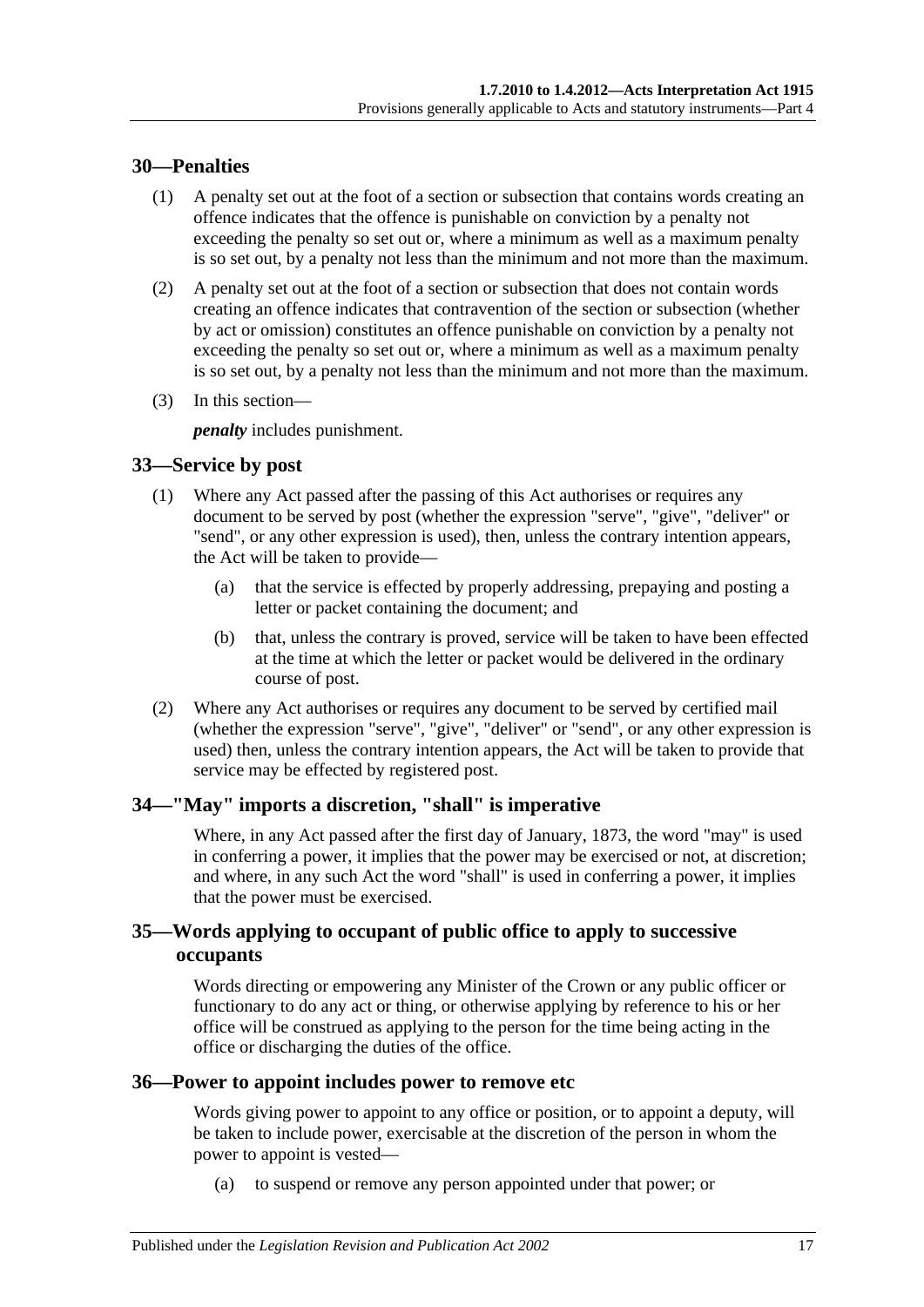## 30—Penalties

(1) A penalty set out at the foot of a section or subsection that contains words creating an offence indicates that the offence is punishable on conviction by a penalty not exceeding the penalty so set out or, where a minimum as well as a maximum penalty is so set out, by a penalty not less than the minimum and not more than the maximum.

(2) A penalty set out at the foot of a section or subsection that does not contain words creating an offence indicates that contravention of the section or subsection (whether by act or omission) constitutes an offence punishable on conviction by a penalty not exceeding the penalty so set out or, where a minimum as well as a maximum penalty is so set out, by a penalty not less than the minimum and not more than the maximum.

(3) In this section—

***penalty*** includes punishment.

## 33—Service by post

(1) Where any Act passed after the passing of this Act authorises or requires any document to be served by post (whether the expression "serve", "give", "deliver" or "send", or any other expression is used), then, unless the contrary intention appears, the Act will be taken to provide—

(a) that the service is effected by properly addressing, prepaying and posting a letter or packet containing the document; and

(b) that, unless the contrary is proved, service will be taken to have been effected at the time at which the letter or packet would be delivered in the ordinary course of post.

(2) Where any Act authorises or requires any document to be served by certified mail (whether the expression "serve", "give", "deliver" or "send", or any other expression is used) then, unless the contrary intention appears, the Act will be taken to provide that service may be effected by registered post.

## 34—"May" imports a discretion, "shall" is imperative

Where, in any Act passed after the first day of January, 1873, the word "may" is used in conferring a power, it implies that the power may be exercised or not, at discretion; and where, in any such Act the word "shall" is used in conferring a power, it implies that the power must be exercised.

## 35—Words applying to occupant of public office to apply to successive occupants

Words directing or empowering any Minister of the Crown or any public officer or functionary to do any act or thing, or otherwise applying by reference to his or her office will be construed as applying to the person for the time being acting in the office or discharging the duties of the office.

## 36—Power to appoint includes power to remove etc

Words giving power to appoint to any office or position, or to appoint a deputy, will be taken to include power, exercisable at the discretion of the person in whom the power to appoint is vested—

(a) to suspend or remove any person appointed under that power; or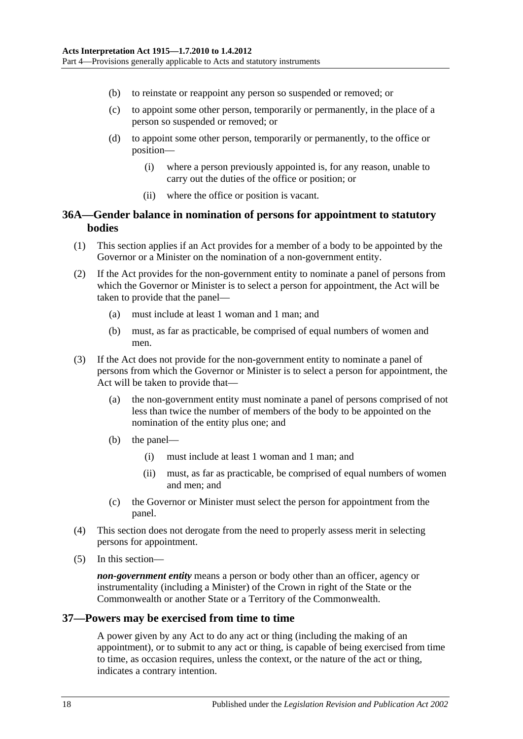(b) to reinstate or reappoint any person so suspended or removed; or

(c) to appoint some other person, temporarily or permanently, in the place of a person so suspended or removed; or

(d) to appoint some other person, temporarily or permanently, to the office or position—

(i) where a person previously appointed is, for any reason, unable to carry out the duties of the office or position; or

(ii) where the office or position is vacant.

## 36A—Gender balance in nomination of persons for appointment to statutory bodies

(1) This section applies if an Act provides for a member of a body to be appointed by the Governor or a Minister on the nomination of a non-government entity.

(2) If the Act provides for the non-government entity to nominate a panel of persons from which the Governor or Minister is to select a person for appointment, the Act will be taken to provide that the panel—

(a) must include at least 1 woman and 1 man; and

(b) must, as far as practicable, be comprised of equal numbers of women and men.

(3) If the Act does not provide for the non-government entity to nominate a panel of persons from which the Governor or Minister is to select a person for appointment, the Act will be taken to provide that—

(a) the non-government entity must nominate a panel of persons comprised of not less than twice the number of members of the body to be appointed on the nomination of the entity plus one; and

(b) the panel—

(i) must include at least 1 woman and 1 man; and

(ii) must, as far as practicable, be comprised of equal numbers of women and men; and

(c) the Governor or Minister must select the person for appointment from the panel.

(4) This section does not derogate from the need to properly assess merit in selecting persons for appointment.

(5) In this section—

***non-government entity*** means a person or body other than an officer, agency or instrumentality (including a Minister) of the Crown in right of the State or the Commonwealth or another State or a Territory of the Commonwealth.

## 37—Powers may be exercised from time to time

A power given by any Act to do any act or thing (including the making of an appointment), or to submit to any act or thing, is capable of being exercised from time to time, as occasion requires, unless the context, or the nature of the act or thing, indicates a contrary intention.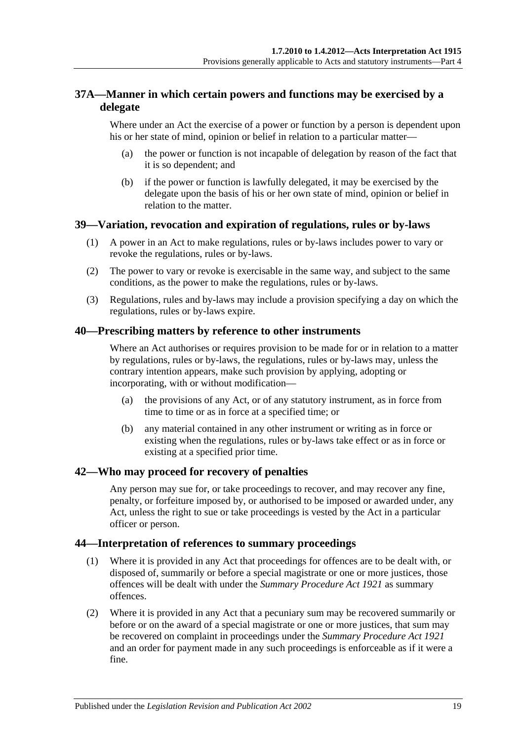## 37A—Manner in which certain powers and functions may be exercised by a delegate

Where under an Act the exercise of a power or function by a person is dependent upon his or her state of mind, opinion or belief in relation to a particular matter—

- (a) the power or function is not incapable of delegation by reason of the fact that it is so dependent; and
- (b) if the power or function is lawfully delegated, it may be exercised by the delegate upon the basis of his or her own state of mind, opinion or belief in relation to the matter.

## 39—Variation, revocation and expiration of regulations, rules or by-laws

- (1) A power in an Act to make regulations, rules or by-laws includes power to vary or revoke the regulations, rules or by-laws.
- (2) The power to vary or revoke is exercisable in the same way, and subject to the same conditions, as the power to make the regulations, rules or by-laws.
- (3) Regulations, rules and by-laws may include a provision specifying a day on which the regulations, rules or by-laws expire.

## 40—Prescribing matters by reference to other instruments

Where an Act authorises or requires provision to be made for or in relation to a matter by regulations, rules or by-laws, the regulations, rules or by-laws may, unless the contrary intention appears, make such provision by applying, adopting or incorporating, with or without modification—

- (a) the provisions of any Act, or of any statutory instrument, as in force from time to time or as in force at a specified time; or
- (b) any material contained in any other instrument or writing as in force or existing when the regulations, rules or by-laws take effect or as in force or existing at a specified prior time.

## 42—Who may proceed for recovery of penalties

Any person may sue for, or take proceedings to recover, and may recover any fine, penalty, or forfeiture imposed by, or authorised to be imposed or awarded under, any Act, unless the right to sue or take proceedings is vested by the Act in a particular officer or person.

## 44—Interpretation of references to summary proceedings

- (1) Where it is provided in any Act that proceedings for offences are to be dealt with, or disposed of, summarily or before a special magistrate or one or more justices, those offences will be dealt with under the *Summary Procedure Act 1921* as summary offences.
- (2) Where it is provided in any Act that a pecuniary sum may be recovered summarily or before or on the award of a special magistrate or one or more justices, that sum may be recovered on complaint in proceedings under the *Summary Procedure Act 1921* and an order for payment made in any such proceedings is enforceable as if it were a fine.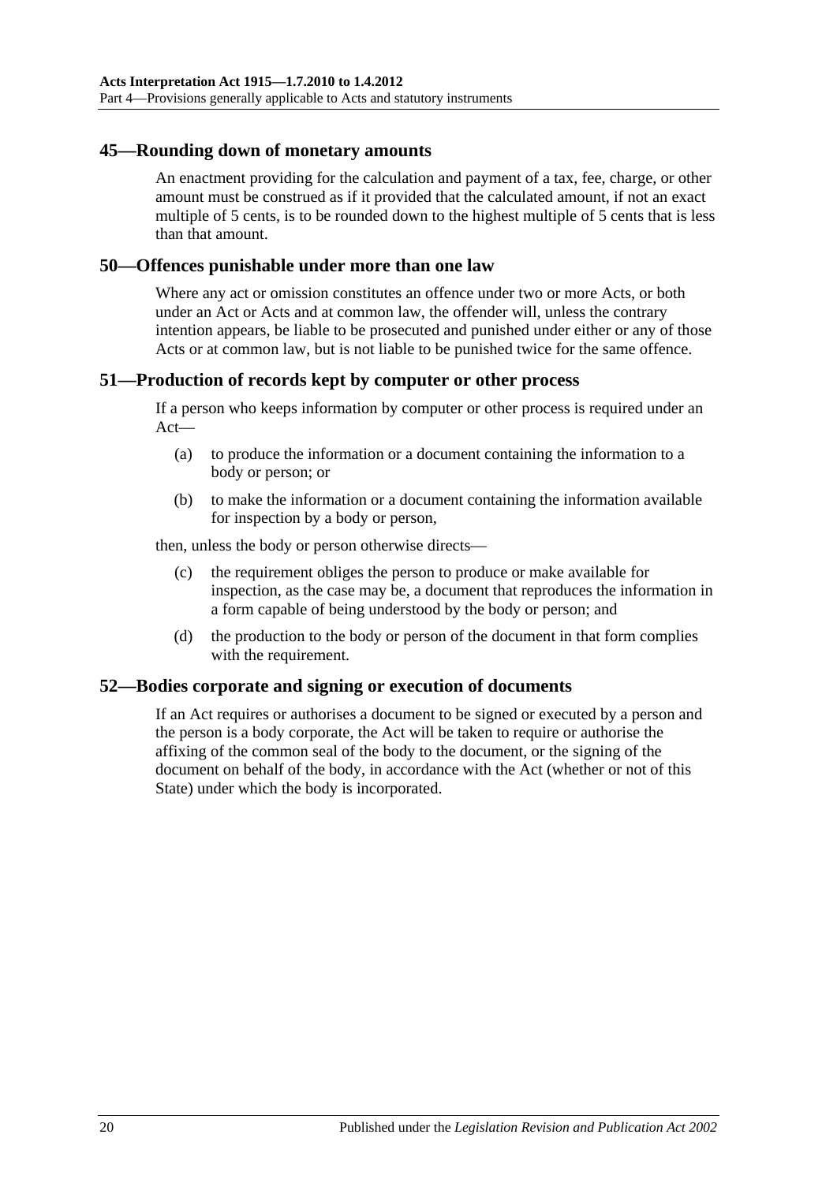## 45—Rounding down of monetary amounts

An enactment providing for the calculation and payment of a tax, fee, charge, or other amount must be construed as if it provided that the calculated amount, if not an exact multiple of 5 cents, is to be rounded down to the highest multiple of 5 cents that is less than that amount.

## 50—Offences punishable under more than one law

Where any act or omission constitutes an offence under two or more Acts, or both under an Act or Acts and at common law, the offender will, unless the contrary intention appears, be liable to be prosecuted and punished under either or any of those Acts or at common law, but is not liable to be punished twice for the same offence.

## 51—Production of records kept by computer or other process

If a person who keeps information by computer or other process is required under an Act—

(a) to produce the information or a document containing the information to a body or person; or

(b) to make the information or a document containing the information available for inspection by a body or person,

then, unless the body or person otherwise directs—

(c) the requirement obliges the person to produce or make available for inspection, as the case may be, a document that reproduces the information in a form capable of being understood by the body or person; and

(d) the production to the body or person of the document in that form complies with the requirement.

## 52—Bodies corporate and signing or execution of documents

If an Act requires or authorises a document to be signed or executed by a person and the person is a body corporate, the Act will be taken to require or authorise the affixing of the common seal of the body to the document, or the signing of the document on behalf of the body, in accordance with the Act (whether or not of this State) under which the body is incorporated.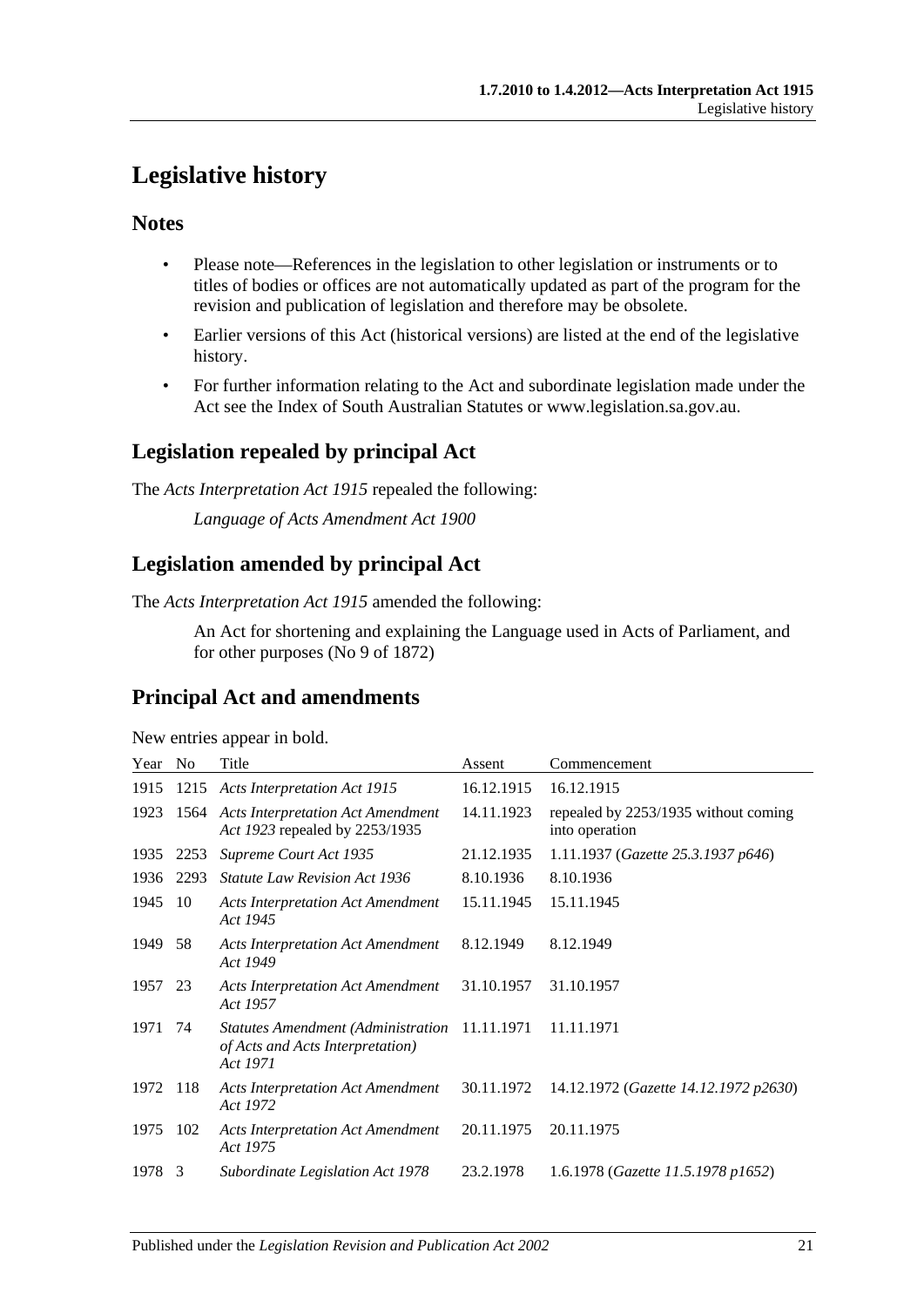# Legislative history

## Notes

- Please note—References in the legislation to other legislation or instruments or to titles of bodies or offices are not automatically updated as part of the program for the revision and publication of legislation and therefore may be obsolete.
- Earlier versions of this Act (historical versions) are listed at the end of the legislative history.
- For further information relating to the Act and subordinate legislation made under the Act see the Index of South Australian Statutes or www.legislation.sa.gov.au.

## Legislation repealed by principal Act

The *Acts Interpretation Act 1915* repealed the following:

*Language of Acts Amendment Act 1900*

## Legislation amended by principal Act

The *Acts Interpretation Act 1915* amended the following:

An Act for shortening and explaining the Language used in Acts of Parliament, and for other purposes (No 9 of 1872)

## Principal Act and amendments

New entries appear in bold.

| Year | No | Title | Assent | Commencement |
|---|---|---|---|---|
| 1915 | 1215 | *Acts Interpretation Act 1915* | 16.12.1915 | 16.12.1915 |
| 1923 | 1564 | *Acts Interpretation Act Amendment Act 1923* repealed by 2253/1935 | 14.11.1923 | repealed by 2253/1935 without coming into operation |
| 1935 | 2253 | *Supreme Court Act 1935* | 21.12.1935 | 1.11.1937 (*Gazette 25.3.1937 p646*) |
| 1936 | 2293 | *Statute Law Revision Act 1936* | 8.10.1936 | 8.10.1936 |
| 1945 | 10 | *Acts Interpretation Act Amendment Act 1945* | 15.11.1945 | 15.11.1945 |
| 1949 | 58 | *Acts Interpretation Act Amendment Act 1949* | 8.12.1949 | 8.12.1949 |
| 1957 | 23 | *Acts Interpretation Act Amendment Act 1957* | 31.10.1957 | 31.10.1957 |
| 1971 | 74 | *Statutes Amendment (Administration of Acts and Acts Interpretation) Act 1971* | 11.11.1971 | 11.11.1971 |
| 1972 | 118 | *Acts Interpretation Act Amendment Act 1972* | 30.11.1972 | 14.12.1972 (*Gazette 14.12.1972 p2630*) |
| 1975 | 102 | *Acts Interpretation Act Amendment Act 1975* | 20.11.1975 | 20.11.1975 |
| 1978 | 3 | *Subordinate Legislation Act 1978* | 23.2.1978 | 1.6.1978 (*Gazette 11.5.1978 p1652*) |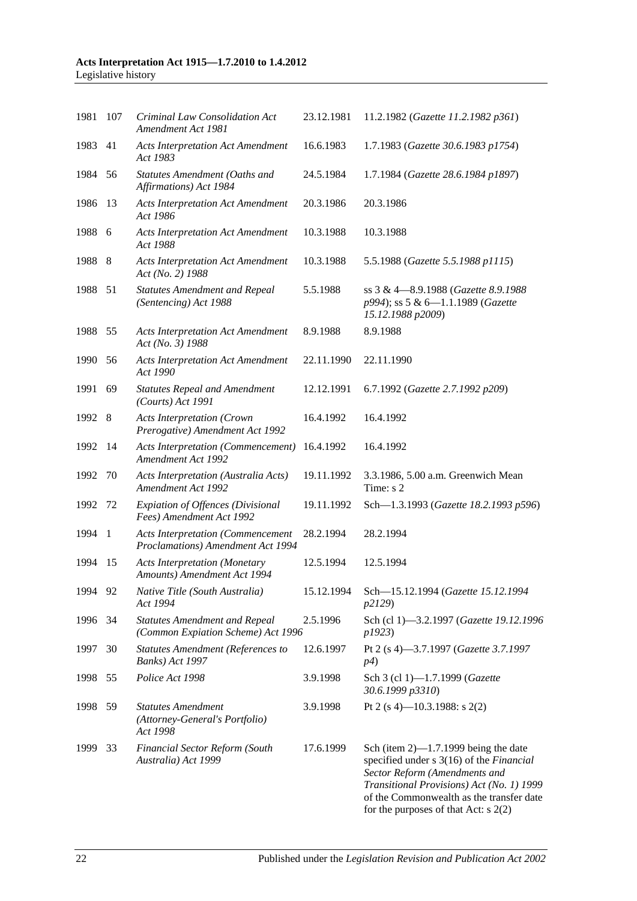| | | | | |
|---|---|---|---|---|
| 1981 | 107 | *Criminal Law Consolidation Act Amendment Act 1981* | 23.12.1981 | 11.2.1982 (*Gazette 11.2.1982 p361*) |
| 1983 | 41 | *Acts Interpretation Act Amendment Act 1983* | 16.6.1983 | 1.7.1983 (*Gazette 30.6.1983 p1754*) |
| 1984 | 56 | *Statutes Amendment (Oaths and Affirmations) Act 1984* | 24.5.1984 | 1.7.1984 (*Gazette 28.6.1984 p1897*) |
| 1986 | 13 | *Acts Interpretation Act Amendment Act 1986* | 20.3.1986 | 20.3.1986 |
| 1988 | 6 | *Acts Interpretation Act Amendment Act 1988* | 10.3.1988 | 10.3.1988 |
| 1988 | 8 | *Acts Interpretation Act Amendment Act (No. 2) 1988* | 10.3.1988 | 5.5.1988 (*Gazette 5.5.1988 p1115*) |
| 1988 | 51 | *Statutes Amendment and Repeal (Sentencing) Act 1988* | 5.5.1988 | ss 3 & 4—8.9.1988 (*Gazette 8.9.1988 p994*); ss 5 & 6—1.1.1989 (*Gazette 15.12.1988 p2009*) |
| 1988 | 55 | *Acts Interpretation Act Amendment Act (No. 3) 1988* | 8.9.1988 | 8.9.1988 |
| 1990 | 56 | *Acts Interpretation Act Amendment Act 1990* | 22.11.1990 | 22.11.1990 |
| 1991 | 69 | *Statutes Repeal and Amendment (Courts) Act 1991* | 12.12.1991 | 6.7.1992 (*Gazette 2.7.1992 p209*) |
| 1992 | 8 | *Acts Interpretation (Crown Prerogative) Amendment Act 1992* | 16.4.1992 | 16.4.1992 |
| 1992 | 14 | *Acts Interpretation (Commencement) Amendment Act 1992* | 16.4.1992 | 16.4.1992 |
| 1992 | 70 | *Acts Interpretation (Australia Acts) Amendment Act 1992* | 19.11.1992 | 3.3.1986, 5.00 a.m. Greenwich Mean Time: s 2 |
| 1992 | 72 | *Expiation of Offences (Divisional Fees) Amendment Act 1992* | 19.11.1992 | Sch—1.3.1993 (*Gazette 18.2.1993 p596*) |
| 1994 | 1 | *Acts Interpretation (Commencement Proclamations) Amendment Act 1994* | 28.2.1994 | 28.2.1994 |
| 1994 | 15 | *Acts Interpretation (Monetary Amounts) Amendment Act 1994* | 12.5.1994 | 12.5.1994 |
| 1994 | 92 | *Native Title (South Australia) Act 1994* | 15.12.1994 | Sch—15.12.1994 (*Gazette 15.12.1994 p2129*) |
| 1996 | 34 | *Statutes Amendment and Repeal (Common Expiation Scheme) Act 1996* | 2.5.1996 | Sch (cl 1)—3.2.1997 (*Gazette 19.12.1996 p1923*) |
| 1997 | 30 | *Statutes Amendment (References to Banks) Act 1997* | 12.6.1997 | Pt 2 (s 4)—3.7.1997 (*Gazette 3.7.1997 p4*) |
| 1998 | 55 | *Police Act 1998* | 3.9.1998 | Sch 3 (cl 1)—1.7.1999 (*Gazette 30.6.1999 p3310*) |
| 1998 | 59 | *Statutes Amendment (Attorney-General's Portfolio) Act 1998* | 3.9.1998 | Pt 2 (s 4)—10.3.1988: s 2(2) |
| 1999 | 33 | *Financial Sector Reform (South Australia) Act 1999* | 17.6.1999 | Sch (item 2)—1.7.1999 being the date specified under s 3(16) of the *Financial Sector Reform (Amendments and Transitional Provisions) Act (No. 1) 1999* of the Commonwealth as the transfer date for the purposes of that Act: s 2(2) |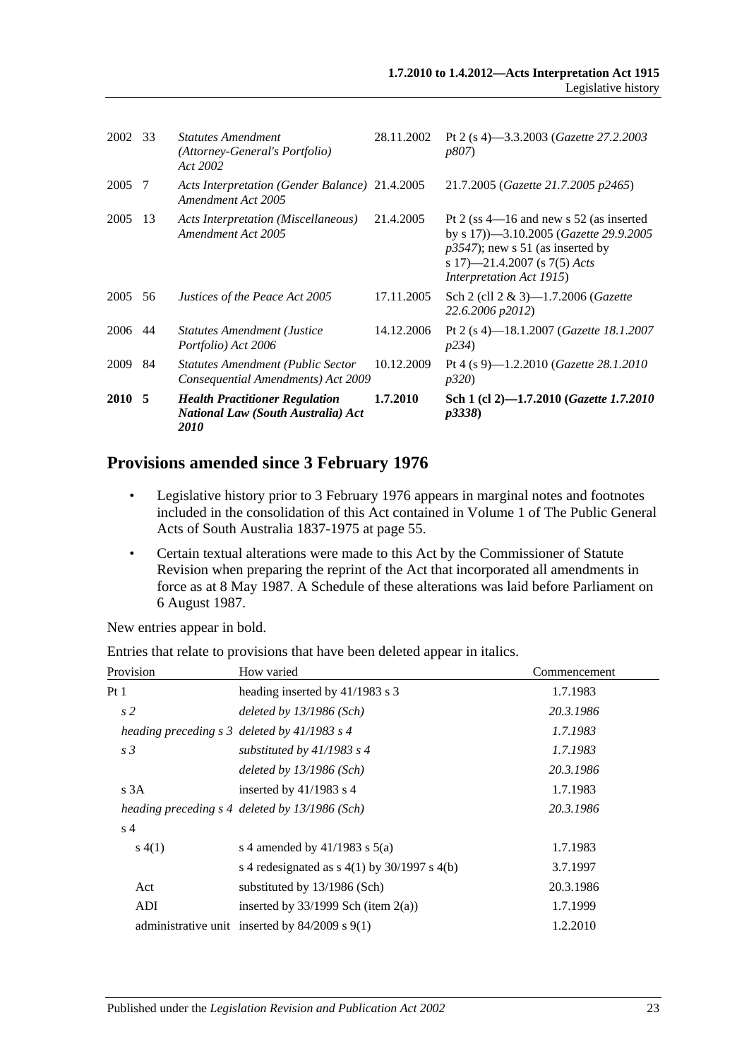| 2002 | 33 | *Statutes Amendment (Attorney-General's Portfolio) Act 2002* | 28.11.2002 | Pt 2 (s 4)—3.3.2003 (*Gazette 27.2.2003 p807*) |
|---|---|---|---|---|
| 2005 | 7 | *Acts Interpretation (Gender Balance) Amendment Act 2005* | 21.4.2005 | 21.7.2005 (*Gazette 21.7.2005 p2465*) |
| 2005 | 13 | *Acts Interpretation (Miscellaneous) Amendment Act 2005* | 21.4.2005 | Pt 2 (ss 4—16 and new s 52 (as inserted by s 17))—3.10.2005 (*Gazette 29.9.2005 p3547*); new s 51 (as inserted by s 17)—21.4.2007 (s 7(5) *Acts Interpretation Act 1915*) |
| 2005 | 56 | *Justices of the Peace Act 2005* | 17.11.2005 | Sch 2 (cll 2 & 3)—1.7.2006 (*Gazette 22.6.2006 p2012*) |
| 2006 | 44 | *Statutes Amendment (Justice Portfolio) Act 2006* | 14.12.2006 | Pt 2 (s 4)—18.1.2007 (*Gazette 18.1.2007 p234*) |
| 2009 | 84 | *Statutes Amendment (Public Sector Consequential Amendments) Act 2009* | 10.12.2009 | Pt 4 (s 9)—1.2.2010 (*Gazette 28.1.2010 p320*) |
| **2010** | **5** | ***Health Practitioner Regulation National Law (South Australia) Act 2010*** | **1.7.2010** | **Sch 1 (cl 2)—1.7.2010 (*Gazette 1.7.2010 p3338*)** |

## Provisions amended since 3 February 1976

- Legislative history prior to 3 February 1976 appears in marginal notes and footnotes included in the consolidation of this Act contained in Volume 1 of The Public General Acts of South Australia 1837-1975 at page 55.
- Certain textual alterations were made to this Act by the Commissioner of Statute Revision when preparing the reprint of the Act that incorporated all amendments in force as at 8 May 1987. A Schedule of these alterations was laid before Parliament on 6 August 1987.

New entries appear in bold.

Entries that relate to provisions that have been deleted appear in italics.

| Provision | How varied | Commencement |
|---|---|---|
| Pt 1 | heading inserted by 41/1983 s 3 | 1.7.1983 |
| *s 2* | *deleted by 13/1986 (Sch)* | *20.3.1986* |
| *heading preceding s 3* | *deleted by 41/1983 s 4* | *1.7.1983* |
| *s 3* | *substituted by 41/1983 s 4* | *1.7.1983* |
| | *deleted by 13/1986 (Sch)* | *20.3.1986* |
| s 3A | inserted by 41/1983 s 4 | 1.7.1983 |
| *heading preceding s 4* | *deleted by 13/1986 (Sch)* | *20.3.1986* |
| s 4 | | |
| s 4(1) | s 4 amended by 41/1983 s 5(a) | 1.7.1983 |
| | s 4 redesignated as s 4(1) by 30/1997 s 4(b) | 3.7.1997 |
| Act | substituted by 13/1986 (Sch) | 20.3.1986 |
| ADI | inserted by 33/1999 Sch (item 2(a)) | 1.7.1999 |
| administrative unit | inserted by 84/2009 s 9(1) | 1.2.2010 |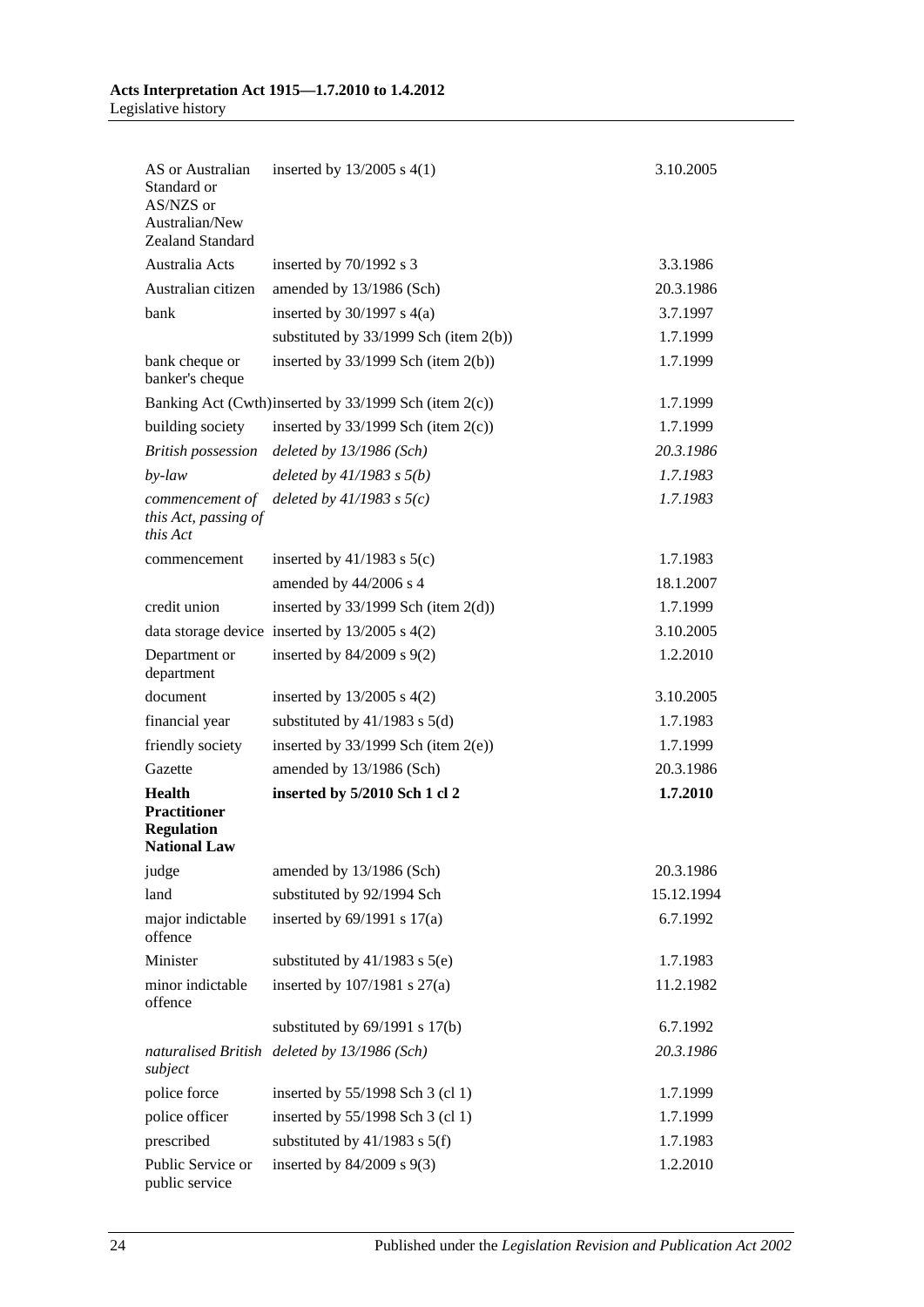| | | |
|---|---|---|
| AS or Australian Standard or AS/NZS or Australian/New Zealand Standard | inserted by 13/2005 s 4(1) | 3.10.2005 |
| Australia Acts | inserted by 70/1992 s 3 | 3.3.1986 |
| Australian citizen | amended by 13/1986 (Sch) | 20.3.1986 |
| bank | inserted by 30/1997 s 4(a) | 3.7.1997 |
| | substituted by 33/1999 Sch (item 2(b)) | 1.7.1999 |
| bank cheque or banker's cheque | inserted by 33/1999 Sch (item 2(b)) | 1.7.1999 |
| Banking Act (Cwth) | inserted by 33/1999 Sch (item 2(c)) | 1.7.1999 |
| building society | inserted by 33/1999 Sch (item 2(c)) | 1.7.1999 |
| *British possession* | *deleted by 13/1986 (Sch)* | *20.3.1986* |
| *by-law* | *deleted by 41/1983 s 5(b)* | *1.7.1983* |
| *commencement of this Act, passing of this Act* | *deleted by 41/1983 s 5(c)* | *1.7.1983* |
| commencement | inserted by 41/1983 s 5(c) | 1.7.1983 |
| | amended by 44/2006 s 4 | 18.1.2007 |
| credit union | inserted by 33/1999 Sch (item 2(d)) | 1.7.1999 |
| data storage device | inserted by 13/2005 s 4(2) | 3.10.2005 |
| Department or department | inserted by 84/2009 s 9(2) | 1.2.2010 |
| document | inserted by 13/2005 s 4(2) | 3.10.2005 |
| financial year | substituted by 41/1983 s 5(d) | 1.7.1983 |
| friendly society | inserted by 33/1999 Sch (item 2(e)) | 1.7.1999 |
| Gazette | amended by 13/1986 (Sch) | 20.3.1986 |
| **Health Practitioner Regulation National Law** | **inserted by 5/2010 Sch 1 cl 2** | **1.7.2010** |
| judge | amended by 13/1986 (Sch) | 20.3.1986 |
| land | substituted by 92/1994 Sch | 15.12.1994 |
| major indictable offence | inserted by 69/1991 s 17(a) | 6.7.1992 |
| Minister | substituted by 41/1983 s 5(e) | 1.7.1983 |
| minor indictable offence | inserted by 107/1981 s 27(a) | 11.2.1982 |
| | substituted by 69/1991 s 17(b) | 6.7.1992 |
| *naturalised British subject* | *deleted by 13/1986 (Sch)* | *20.3.1986* |
| police force | inserted by 55/1998 Sch 3 (cl 1) | 1.7.1999 |
| police officer | inserted by 55/1998 Sch 3 (cl 1) | 1.7.1999 |
| prescribed | substituted by 41/1983 s 5(f) | 1.7.1983 |
| Public Service or public service | inserted by 84/2009 s 9(3) | 1.2.2010 |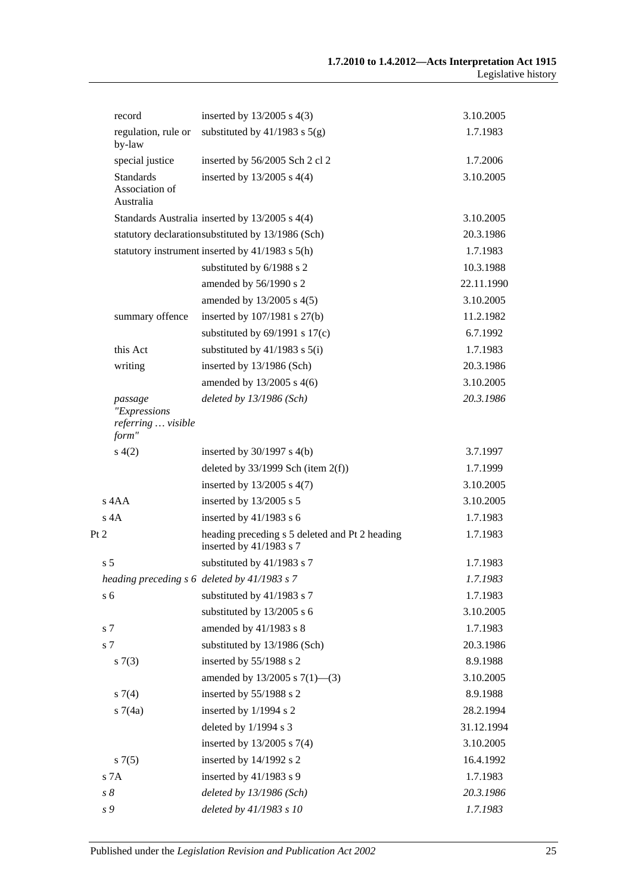| | | |
|---|---|---|
| record | inserted by 13/2005 s 4(3) | 3.10.2005 |
| regulation, rule or by-law | substituted by 41/1983 s 5(g) | 1.7.1983 |
| special justice | inserted by 56/2005 Sch 2 cl 2 | 1.7.2006 |
| Standards Association of Australia | inserted by 13/2005 s 4(4) | 3.10.2005 |
| Standards Australia | inserted by 13/2005 s 4(4) | 3.10.2005 |
| statutory declaration | substituted by 13/1986 (Sch) | 20.3.1986 |
| statutory instrument | inserted by 41/1983 s 5(h) | 1.7.1983 |
| | substituted by 6/1988 s 2 | 10.3.1988 |
| | amended by 56/1990 s 2 | 22.11.1990 |
| | amended by 13/2005 s 4(5) | 3.10.2005 |
| summary offence | inserted by 107/1981 s 27(b) | 11.2.1982 |
| | substituted by 69/1991 s 17(c) | 6.7.1992 |
| this Act | substituted by 41/1983 s 5(i) | 1.7.1983 |
| writing | inserted by 13/1986 (Sch) | 20.3.1986 |
| | amended by 13/2005 s 4(6) | 3.10.2005 |
| *passage "Expressions referring … visible form"* | *deleted by 13/1986 (Sch)* | *20.3.1986* |
| s 4(2) | inserted by 30/1997 s 4(b) | 3.7.1997 |
| | deleted by 33/1999 Sch (item 2(f)) | 1.7.1999 |
| | inserted by 13/2005 s 4(7) | 3.10.2005 |
| s 4AA | inserted by 13/2005 s 5 | 3.10.2005 |
| s 4A | inserted by 41/1983 s 6 | 1.7.1983 |
| Pt 2 | heading preceding s 5 deleted and Pt 2 heading inserted by 41/1983 s 7 | 1.7.1983 |
| s 5 | substituted by 41/1983 s 7 | 1.7.1983 |
| *heading preceding s 6* | *deleted by 41/1983 s 7* | *1.7.1983* |
| s 6 | substituted by 41/1983 s 7 | 1.7.1983 |
| | substituted by 13/2005 s 6 | 3.10.2005 |
| s 7 | amended by 41/1983 s 8 | 1.7.1983 |
| s 7 | substituted by 13/1986 (Sch) | 20.3.1986 |
| s 7(3) | inserted by 55/1988 s 2 | 8.9.1988 |
| | amended by 13/2005 s 7(1)—(3) | 3.10.2005 |
| s 7(4) | inserted by 55/1988 s 2 | 8.9.1988 |
| s 7(4a) | inserted by 1/1994 s 2 | 28.2.1994 |
| | deleted by 1/1994 s 3 | 31.12.1994 |
| | inserted by 13/2005 s 7(4) | 3.10.2005 |
| s 7(5) | inserted by 14/1992 s 2 | 16.4.1992 |
| s 7A | inserted by 41/1983 s 9 | 1.7.1983 |
| *s 8* | *deleted by 13/1986 (Sch)* | *20.3.1986* |
| *s 9* | *deleted by 41/1983 s 10* | *1.7.1983* |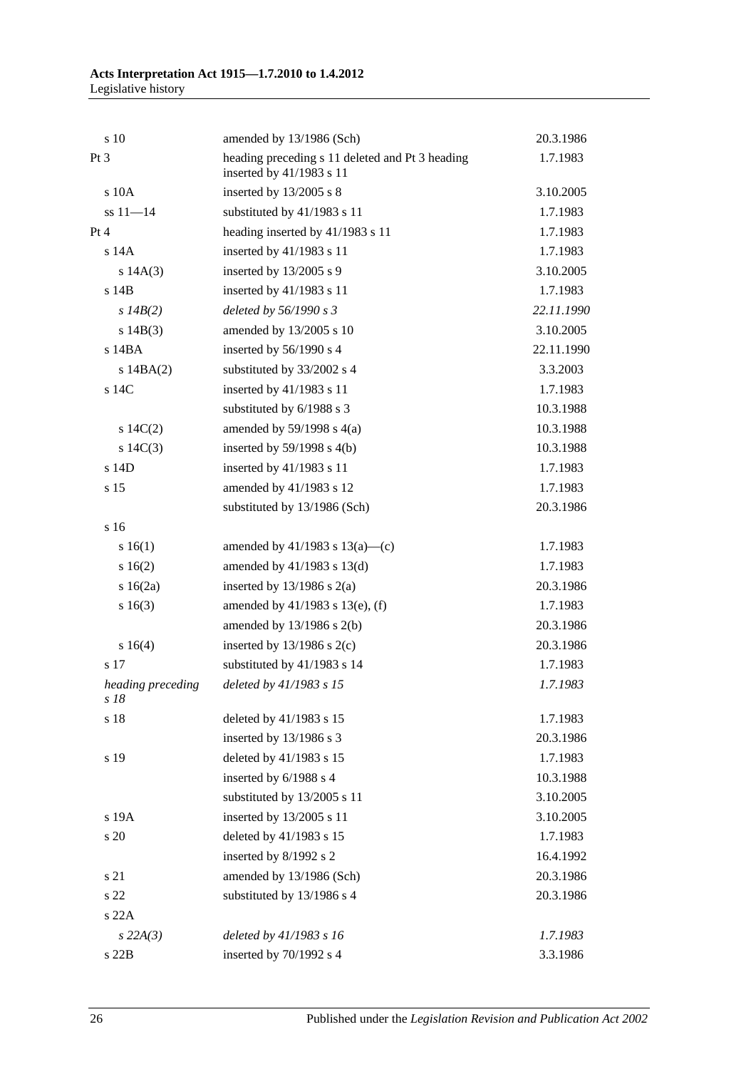| | | |
|---|---|---|
| s 10 | amended by 13/1986 (Sch) | 20.3.1986 |
| Pt 3 | heading preceding s 11 deleted and Pt 3 heading inserted by 41/1983 s 11 | 1.7.1983 |
| s 10A | inserted by 13/2005 s 8 | 3.10.2005 |
| ss 11—14 | substituted by 41/1983 s 11 | 1.7.1983 |
| Pt 4 | heading inserted by 41/1983 s 11 | 1.7.1983 |
| s 14A | inserted by 41/1983 s 11 | 1.7.1983 |
| s 14A(3) | inserted by 13/2005 s 9 | 3.10.2005 |
| s 14B | inserted by 41/1983 s 11 | 1.7.1983 |
| *s 14B(2)* | *deleted by 56/1990 s 3* | *22.11.1990* |
| s 14B(3) | amended by 13/2005 s 10 | 3.10.2005 |
| s 14BA | inserted by 56/1990 s 4 | 22.11.1990 |
| s 14BA(2) | substituted by 33/2002 s 4 | 3.3.2003 |
| s 14C | inserted by 41/1983 s 11 | 1.7.1983 |
| | substituted by 6/1988 s 3 | 10.3.1988 |
| s 14C(2) | amended by 59/1998 s 4(a) | 10.3.1988 |
| s 14C(3) | inserted by 59/1998 s 4(b) | 10.3.1988 |
| s 14D | inserted by 41/1983 s 11 | 1.7.1983 |
| s 15 | amended by 41/1983 s 12 | 1.7.1983 |
| | substituted by 13/1986 (Sch) | 20.3.1986 |
| s 16 | | |
| s 16(1) | amended by 41/1983 s 13(a)—(c) | 1.7.1983 |
| s 16(2) | amended by 41/1983 s 13(d) | 1.7.1983 |
| s 16(2a) | inserted by 13/1986 s 2(a) | 20.3.1986 |
| s 16(3) | amended by 41/1983 s 13(e), (f) | 1.7.1983 |
| | amended by 13/1986 s 2(b) | 20.3.1986 |
| s 16(4) | inserted by 13/1986 s 2(c) | 20.3.1986 |
| s 17 | substituted by 41/1983 s 14 | 1.7.1983 |
| *heading preceding s 18* | *deleted by 41/1983 s 15* | *1.7.1983* |
| s 18 | deleted by 41/1983 s 15 | 1.7.1983 |
| | inserted by 13/1986 s 3 | 20.3.1986 |
| s 19 | deleted by 41/1983 s 15 | 1.7.1983 |
| | inserted by 6/1988 s 4 | 10.3.1988 |
| | substituted by 13/2005 s 11 | 3.10.2005 |
| s 19A | inserted by 13/2005 s 11 | 3.10.2005 |
| s 20 | deleted by 41/1983 s 15 | 1.7.1983 |
| | inserted by 8/1992 s 2 | 16.4.1992 |
| s 21 | amended by 13/1986 (Sch) | 20.3.1986 |
| s 22 | substituted by 13/1986 s 4 | 20.3.1986 |
| s 22A | | |
| *s 22A(3)* | *deleted by 41/1983 s 16* | *1.7.1983* |
| s 22B | inserted by 70/1992 s 4 | 3.3.1986 |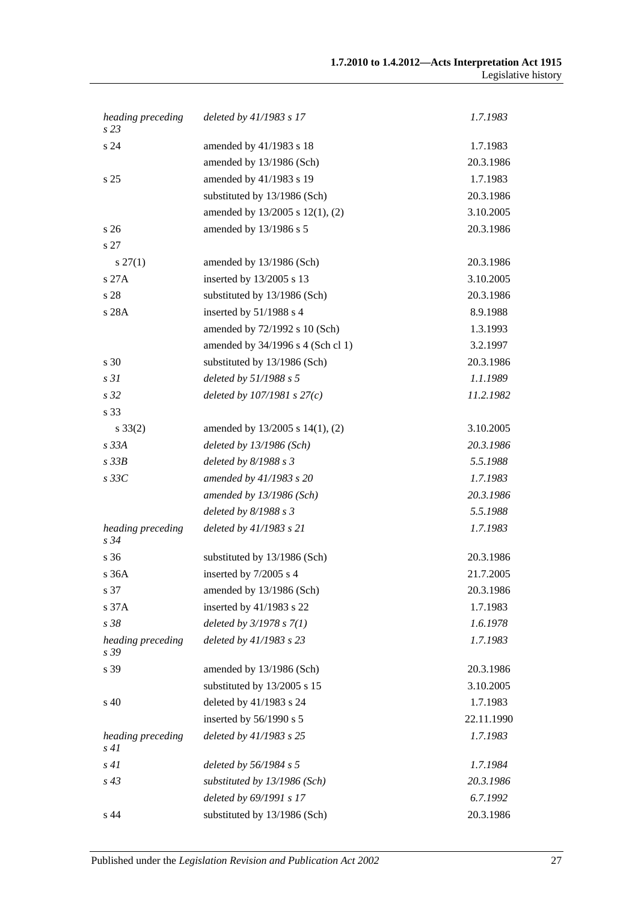| | | |
|---|---|---|
| *heading preceding s 23* | *deleted by 41/1983 s 17* | *1.7.1983* |
| s 24 | amended by 41/1983 s 18 | 1.7.1983 |
| | amended by 13/1986 (Sch) | 20.3.1986 |
| s 25 | amended by 41/1983 s 19 | 1.7.1983 |
| | substituted by 13/1986 (Sch) | 20.3.1986 |
| | amended by 13/2005 s 12(1), (2) | 3.10.2005 |
| s 26 | amended by 13/1986 s 5 | 20.3.1986 |
| s 27 | | |
| s 27(1) | amended by 13/1986 (Sch) | 20.3.1986 |
| s 27A | inserted by 13/2005 s 13 | 3.10.2005 |
| s 28 | substituted by 13/1986 (Sch) | 20.3.1986 |
| s 28A | inserted by 51/1988 s 4 | 8.9.1988 |
| | amended by 72/1992 s 10 (Sch) | 1.3.1993 |
| | amended by 34/1996 s 4 (Sch cl 1) | 3.2.1997 |
| s 30 | substituted by 13/1986 (Sch) | 20.3.1986 |
| *s 31* | *deleted by 51/1988 s 5* | *1.1.1989* |
| *s 32* | *deleted by 107/1981 s 27(c)* | *11.2.1982* |
| s 33 | | |
| s 33(2) | amended by 13/2005 s 14(1), (2) | 3.10.2005 |
| *s 33A* | *deleted by 13/1986 (Sch)* | *20.3.1986* |
| *s 33B* | *deleted by 8/1988 s 3* | *5.5.1988* |
| *s 33C* | *amended by 41/1983 s 20* | *1.7.1983* |
| | *amended by 13/1986 (Sch)* | *20.3.1986* |
| | *deleted by 8/1988 s 3* | *5.5.1988* |
| *heading preceding s 34* | *deleted by 41/1983 s 21* | *1.7.1983* |
| s 36 | substituted by 13/1986 (Sch) | 20.3.1986 |
| s 36A | inserted by 7/2005 s 4 | 21.7.2005 |
| s 37 | amended by 13/1986 (Sch) | 20.3.1986 |
| s 37A | inserted by 41/1983 s 22 | 1.7.1983 |
| *s 38* | *deleted by 3/1978 s 7(1)* | *1.6.1978* |
| *heading preceding s 39* | *deleted by 41/1983 s 23* | *1.7.1983* |
| s 39 | amended by 13/1986 (Sch) | 20.3.1986 |
| | substituted by 13/2005 s 15 | 3.10.2005 |
| s 40 | deleted by 41/1983 s 24 | 1.7.1983 |
| | inserted by 56/1990 s 5 | 22.11.1990 |
| *heading preceding s 41* | *deleted by 41/1983 s 25* | *1.7.1983* |
| *s 41* | *deleted by 56/1984 s 5* | *1.7.1984* |
| *s 43* | *substituted by 13/1986 (Sch)* | *20.3.1986* |
| | *deleted by 69/1991 s 17* | *6.7.1992* |
| s 44 | substituted by 13/1986 (Sch) | 20.3.1986 |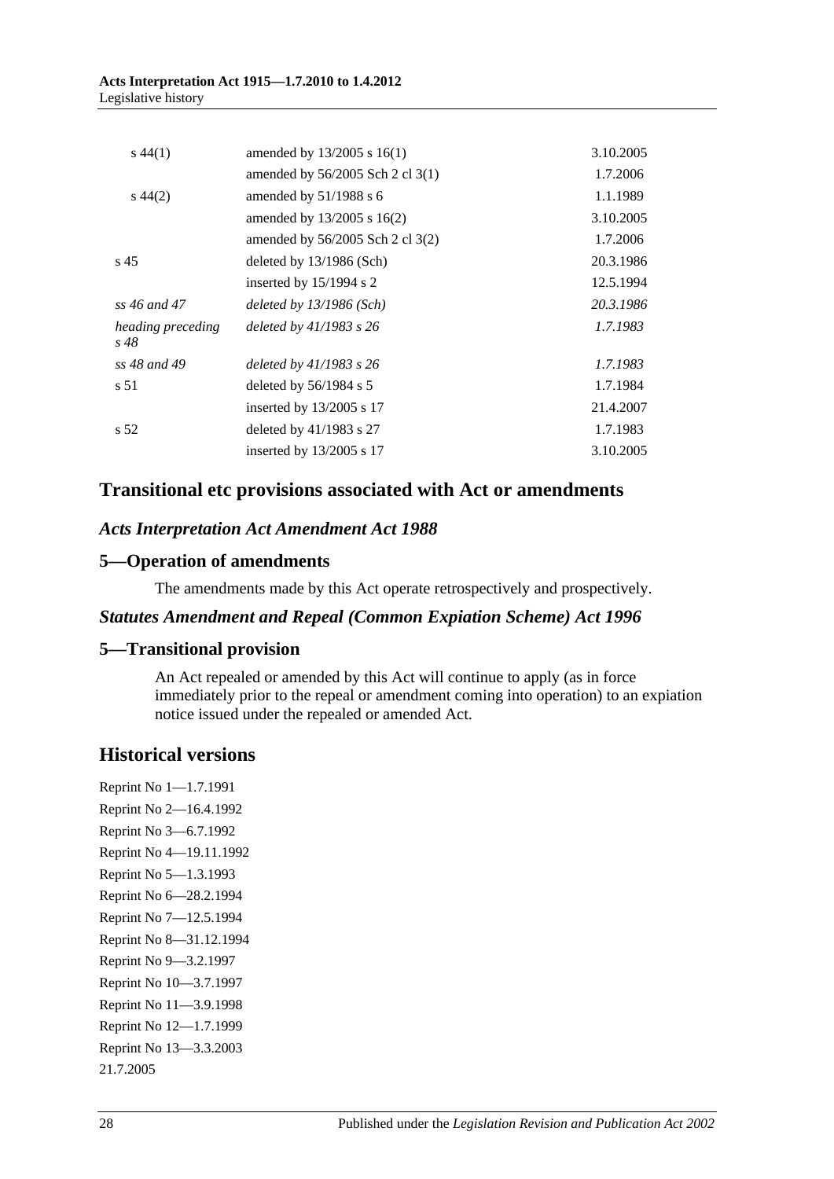| | | |
|---|---|---|
| s 44(1) | amended by 13/2005 s 16(1) | 3.10.2005 |
| | amended by 56/2005 Sch 2 cl 3(1) | 1.7.2006 |
| s 44(2) | amended by 51/1988 s 6 | 1.1.1989 |
| | amended by 13/2005 s 16(2) | 3.10.2005 |
| | amended by 56/2005 Sch 2 cl 3(2) | 1.7.2006 |
| s 45 | deleted by 13/1986 (Sch) | 20.3.1986 |
| | inserted by 15/1994 s 2 | 12.5.1994 |
| *ss 46 and 47* | *deleted by 13/1986 (Sch)* | *20.3.1986* |
| *heading preceding s 48* | *deleted by 41/1983 s 26* | *1.7.1983* |
| *ss 48 and 49* | *deleted by 41/1983 s 26* | *1.7.1983* |
| s 51 | deleted by 56/1984 s 5 | 1.7.1984 |
| | inserted by 13/2005 s 17 | 21.4.2007 |
| s 52 | deleted by 41/1983 s 27 | 1.7.1983 |
| | inserted by 13/2005 s 17 | 3.10.2005 |

## Transitional etc provisions associated with Act or amendments

### *Acts Interpretation Act Amendment Act 1988*

## 5—Operation of amendments

The amendments made by this Act operate retrospectively and prospectively.

### *Statutes Amendment and Repeal (Common Expiation Scheme) Act 1996*

## 5—Transitional provision

An Act repealed or amended by this Act will continue to apply (as in force immediately prior to the repeal or amendment coming into operation) to an expiation notice issued under the repealed or amended Act.

## Historical versions

Reprint No 1—1.7.1991
Reprint No 2—16.4.1992
Reprint No 3—6.7.1992
Reprint No 4—19.11.1992
Reprint No 5—1.3.1993
Reprint No 6—28.2.1994
Reprint No 7—12.5.1994
Reprint No 8—31.12.1994
Reprint No 9—3.2.1997
Reprint No 10—3.7.1997
Reprint No 11—3.9.1998
Reprint No 12—1.7.1999
Reprint No 13—3.3.2003
21.7.2005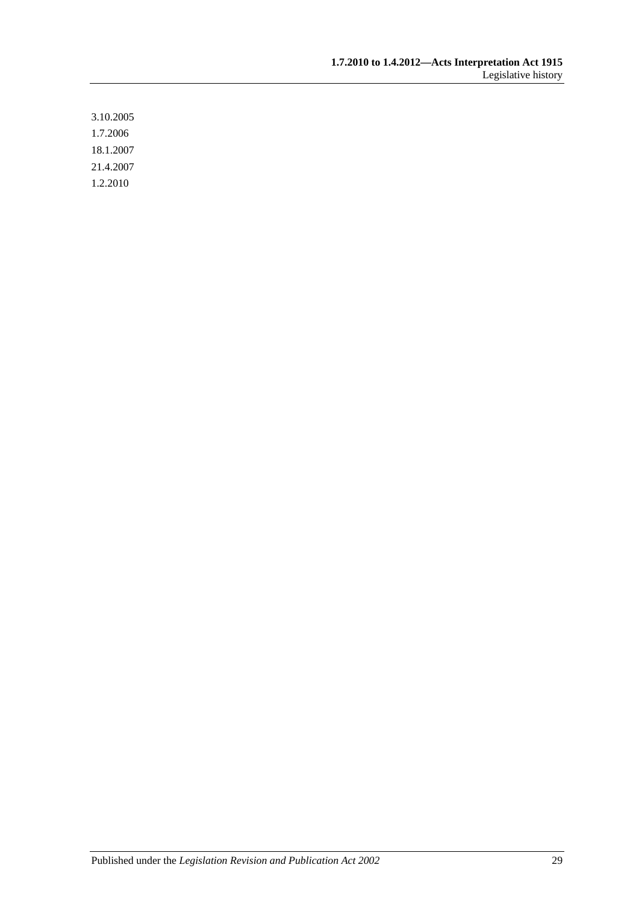3.10.2005

1.7.2006

18.1.2007

21.4.2007

1.2.2010